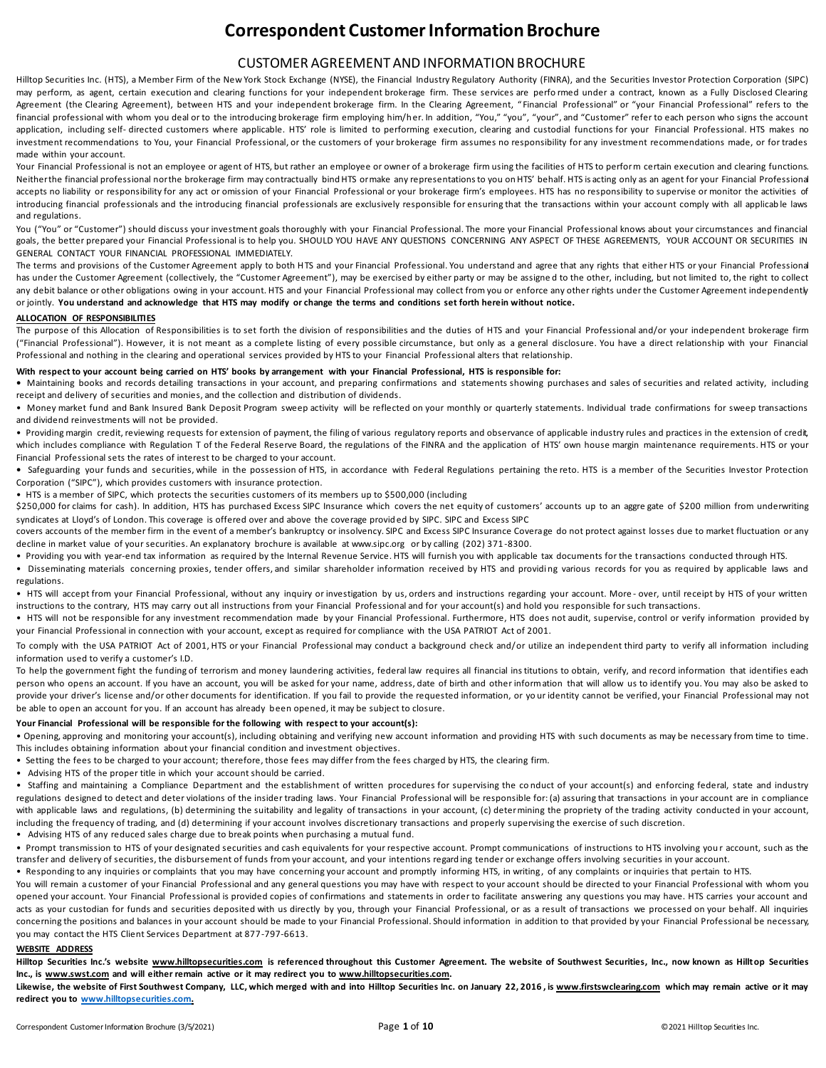# Correspondent Customer Information Brochure

## CUSTOMER AGREEMENT AND INFORMATION BROCHURE

Hilltop Securities Inc. (HTS), a Member Firm of the New York Stock Exchange (NYSE), the Financial Industry Regulatory Authority (FINRA), and the Securities Investor Protection Corporation (SIPC) may perform, as agent, certain execution and clearing functions for your independent brokerage firm. These services are performed under a contract, known as a Fully Disclosed Clearing Agreement (the Clearing Agreement), between HTS and your independent brokerage firm. In the Clearing Agreement, "Financial Professional" or "your Financial Professional" refers to the financial professional with whom you deal or to the introducing brokerage firm employing him/her. In addition, "You," "you", "your", and "Customer" refer to each person who signs the account application, including self- directed customers where applicable. HTS' role is limited to performing execution, clearing and custodial functions for your Financial Professional. HTS makes no investment recommendations to You, your Financial Professional, or the customers of your brokerage firm assumes no responsibility for any investment recommendations made, or for trades made within your account.

Your Financial Professional is not an employee or agent of HTS, but rather an employee or owner of a brokerage firm using the facilities of HTS to perform certain execution and clearing functions. Neither the financial professional nor the brokerage firm may contractually bind HTS or make any representations to you on HTS' behalf. HTS is acting only as an agent for your Financial Professional accepts no liability or responsibility for any act or omission of your Financial Professional or your brokerage firm's employees. HTS has no responsibility to supervise or monitor the activities of introducing financial professionals and the introducing financial professionals are exclusively responsible for ensuring that the transactions within your account comply with all applicable laws and regulations.

You ("You" or "Customer") should discuss your investment goals thoroughly with your Financial Professional. The more your Financial Professional knows about your circumstances and financial goals, the better prepared your Financial Professional is to help you. SHOULD YOU HAVE ANY QUESTIONS CONCERNING ANY ASPECT OF THESE AGREEMENTS, YOUR ACCOUNT OR SECURITIES IN GENERAL CONTACT YOUR FINANCIAL PROFESSIONAL IMMEDIATELY.

The terms and provisions of the Customer Agreement apply to both HTS and your Financial Professional. You understand and agree that any rights that either HTS or your Financial Professional has under the Customer Agreement (collectively, the "Customer Agreement"), may be exercised by either party or may be assigned to the other, including, but not limited to, the right to collect any debit balance or other obligations owing in your account. HTS and your Financial Professional may collect from you or enforce any other rights under the Customer Agreement independently or jointly. **You understand and acknowledge that HTS may modify or change the terms and conditions set forth herein without notice.**

**ALLOCATION OF RESPONSIBILITIES**

The purpose of this Allocation of Responsibilities is to set forth the division of responsibilities and the duties of HTS and your Financial Professional and/or your independent brokerage firm ("Financial Professional"). However, it is not meant as a complete listing of every possible circumstance, but only as a general disclosure. You have a direct relationship with your Financial Professional and nothing in the clearing and operational services provided by HTS to your Financial Professional alters that relationship.

**With respect to your account being carried on HTS' books by arrangement with your Financial Professional, HTS is responsible for:**

- Maintaining books and records detailing transactions in your account, and preparing confirmations and statements showing purchases and sales of securities and related activity, including receipt and delivery of securities and monies, and the collection and distribution of dividends.
- Money market fund and Bank Insured Bank Deposit Program sweep activity will be reflected on your monthly or quarterly statements. Individual trade confirmations for sweep transactions and dividend reinvestments will not be provided.
- Providing margin credit, reviewing requests for extension of payment, the filing of various regulatory reports and observance of applicable industry rules and practices in the extension of credit, which includes compliance with Regulation T of the Federal Reserve Board, the regulations of the FINRA and the application of HTS' own house margin maintenance requirements. HTS or your Financial Professional sets the rates of interest to be charged to your account.
- Safeguarding your funds and securities, while in the possession of HTS, in accordance with Federal Regulations pertaining thereto. HTS is a member of the Securities Investor Protection Corporation ("SIPC"), which provides customers with insurance protection.
- HTS is a member of SIPC, which protects the securities customers of its members up to $500,000 (including $250,000 for claims for cash). In addition, HTS has purchased Excess SIPC Insurance which covers the net equity of customers' accounts up to an aggregate of $200 million from underwriting syndicates at Lloyd's of London. This coverage is offered over and above the coverage provided by SIPC. SIPC and Excess SIPC covers accounts of the member firm in the event of a member's bankruptcy or insolvency. SIPC and Excess SIPC Insurance Coverage do not protect against losses due to market fluctuation or any decline in market value of your securities. An explanatory brochure is available at www.sipc.org or by calling (202) 371-8300.
- Providing you with year-end tax information as required by the Internal Revenue Service. HTS will furnish you with applicable tax documents for the transactions conducted through HTS.
- Disseminating materials concerning proxies, tender offers, and similar shareholder information received by HTS and providing various records for you as required by applicable laws and regulations.
- HTS will accept from your Financial Professional, without any inquiry or investigation by us, orders and instructions regarding your account. More- over, until receipt by HTS of your written instructions to the contrary, HTS may carry out all instructions from your Financial Professional and for your account(s) and hold you responsible for such transactions.
- HTS will not be responsible for any investment recommendation made by your Financial Professional. Furthermore, HTS does not audit, supervise, control or verify information provided by your Financial Professional in connection with your account, except as required for compliance with the USA PATRIOT Act of 2001.

To comply with the USA PATRIOT Act of 2001, HTS or your Financial Professional may conduct a background check and/or utilize an independent third party to verify all information including information used to verify a customer's I.D.

To help the government fight the funding of terrorism and money laundering activities, federal law requires all financial institutions to obtain, verify, and record information that identifies each person who opens an account. If you have an account, you will be asked for your name, address, date of birth and other information that will allow us to identify you. You may also be asked to provide your driver's license and/or other documents for identification. If you fail to provide the requested information, or your identity cannot be verified, your Financial Professional may not be able to open an account for you. If an account has already been opened, it may be subject to closure.

**Your Financial Professional will be responsible for the following with respect to your account(s):**

- Opening, approving and monitoring your account(s), including obtaining and verifying new account information and providing HTS with such documents as may be necessary from time to time. This includes obtaining information about your financial condition and investment objectives.
- Setting the fees to be charged to your account; therefore, those fees may differ from the fees charged by HTS, the clearing firm.
- Advising HTS of the proper title in which your account should be carried.
- Staffing and maintaining a Compliance Department and the establishment of written procedures for supervising the conduct of your account(s) and enforcing federal, state and industry regulations designed to detect and deter violations of the insider trading laws. Your Financial Professional will be responsible for: (a) assuring that transactions in your account are in compliance with applicable laws and regulations, (b) determining the suitability and legality of transactions in your account, (c) determining the propriety of the trading activity conducted in your account, including the frequency of trading, and (d) determining if your account involves discretionary transactions and properly supervising the exercise of such discretion.
- Advising HTS of any reduced sales charge due to break points when purchasing a mutual fund.
- Prompt transmission to HTS of your designated securities and cash equivalents for your respective account. Prompt communications of instructions to HTS involving your account, such as the transfer and delivery of securities, the disbursement of funds from your account, and your intentions regarding tender or exchange offers involving securities in your account.
- Responding to any inquiries or complaints that you may have concerning your account and promptly informing HTS, in writing, of any complaints or inquiries that pertain to HTS.

You will remain a customer of your Financial Professional and any general questions you may have with respect to your account should be directed to your Financial Professional with whom you opened your account. Your Financial Professional is provided copies of confirmations and statements in order to facilitate answering any questions you may have. HTS carries your account and acts as your custodian for funds and securities deposited with us directly by you, through your Financial Professional, or as a result of transactions we processed on your behalf. All inquiries concerning the positions and balances in your account should be made to your Financial Professional. Should information in addition to that provided by your Financial Professional be necessary, you may contact the HTS Client Services Department at 877-797-6613.

**WEBSITE ADDRESS**

**Hilltop Securities Inc.'s website www.hilltopsecurities.com is referenced throughout this Customer Agreement. The website of Southwest Securities, Inc., now known as Hilltop Securities Inc., is www.swst.com and will either remain active or it may redirect you to www.hilltopsecurities.com.**

**Likewise, the website of First Southwest Company, LLC, which merged with and into Hilltop Securities Inc. on January 22, 2016, is www.firstswclearing.com which may remain active or it may redirect you to www.hilltopsecurities.com.**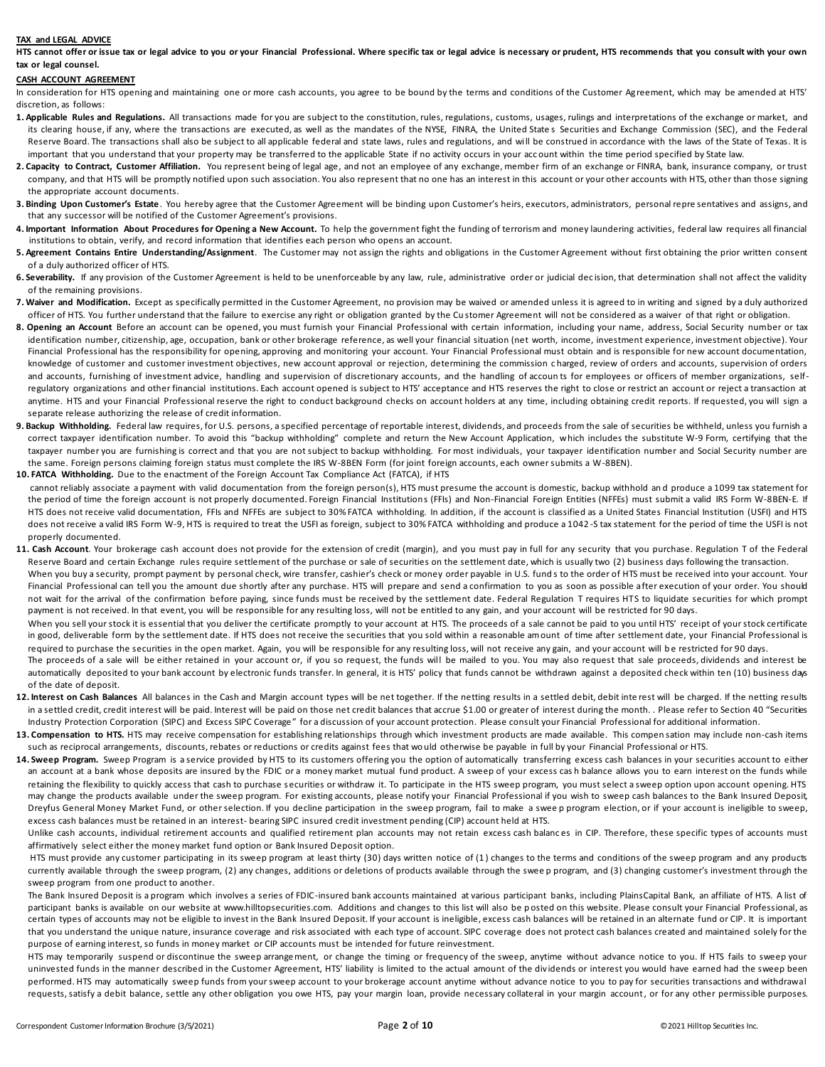**TAX and LEGAL ADVICE**

**HTS cannot offer or issue tax or legal advice to you or your Financial Professional. Where specific tax or legal advice is necessary or prudent, HTS recommends that you consult with your own tax or legal counsel.**

**CASH ACCOUNT AGREEMENT**

In consideration for HTS opening and maintaining one or more cash accounts, you agree to be bound by the terms and conditions of the Customer Agreement, which may be amended at HTS' discretion, as follows:

**1. Applicable Rules and Regulations.** All transactions made for you are subject to the constitution, rules, regulations, customs, usages, rulings and interpretations of the exchange or market, and its clearing house, if any, where the transactions are executed, as well as the mandates of the NYSE, FINRA, the United States Securities and Exchange Commission (SEC), and the Federal Reserve Board. The transactions shall also be subject to all applicable federal and state laws, rules and regulations, and will be construed in accordance with the laws of the State of Texas. It is important that you understand that your property may be transferred to the applicable State if no activity occurs in your account within the time period specified by State law.

**2. Capacity to Contract, Customer Affiliation.** You represent being of legal age, and not an employee of any exchange, member firm of an exchange or FINRA, bank, insurance company, or trust company, and that HTS will be promptly notified upon such association. You also represent that no one has an interest in this account or your other accounts with HTS, other than those signing the appropriate account documents.

**3. Binding Upon Customer's Estate**. You hereby agree that the Customer Agreement will be binding upon Customer's heirs, executors, administrators, personal representatives and assigns, and that any successor will be notified of the Customer Agreement's provisions.

**4. Important Information About Procedures for Opening a New Account.** To help the government fight the funding of terrorism and money laundering activities, federal law requires all financial institutions to obtain, verify, and record information that identifies each person who opens an account.

**5. Agreement Contains Entire Understanding/Assignment**. The Customer may not assign the rights and obligations in the Customer Agreement without first obtaining the prior written consent of a duly authorized officer of HTS.

**6. Severability.** If any provision of the Customer Agreement is held to be unenforceable by any law, rule, administrative order or judicial decision, that determination shall not affect the validity of the remaining provisions.

**7. Waiver and Modification.** Except as specifically permitted in the Customer Agreement, no provision may be waived or amended unless it is agreed to in writing and signed by a duly authorized officer of HTS. You further understand that the failure to exercise any right or obligation granted by the Customer Agreement will not be considered as a waiver of that right or obligation.

**8. Opening an Account** Before an account can be opened, you must furnish your Financial Professional with certain information, including your name, address, Social Security number or tax identification number, citizenship, age, occupation, bank or other brokerage reference, as well your financial situation (net worth, income, investment experience, investment objective). Your Financial Professional has the responsibility for opening, approving and monitoring your account. Your Financial Professional must obtain and is responsible for new account documentation, knowledge of customer and customer investment objectives, new account approval or rejection, determining the commission charged, review of orders and accounts, supervision of orders and accounts, furnishing of investment advice, handling and supervision of discretionary accounts, and the handling of accounts for employees or officers of member organizations, self-regulatory organizations and other financial institutions. Each account opened is subject to HTS' acceptance and HTS reserves the right to close or restrict an account or reject a transaction at anytime. HTS and your Financial Professional reserve the right to conduct background checks on account holders at any time, including obtaining credit reports. If requested, you will sign a separate release authorizing the release of credit information.

**9. Backup Withholding.** Federal law requires, for U.S. persons, a specified percentage of reportable interest, dividends, and proceeds from the sale of securities be withheld, unless you furnish a correct taxpayer identification number. To avoid this "backup withholding" complete and return the New Account Application, which includes the substitute W-9 Form, certifying that the taxpayer number you are furnishing is correct and that you are not subject to backup withholding. For most individuals, your taxpayer identification number and Social Security number are the same. Foreign persons claiming foreign status must complete the IRS W-8BEN Form (for joint foreign accounts, each owner submits a W-8BEN).

**10. FATCA Withholding.** Due to the enactment of the Foreign Account Tax Compliance Act (FATCA), if HTS cannot reliably associate a payment with valid documentation from the foreign person(s), HTS must presume the account is domestic, backup withhold and produce a 1099 tax statement for the period of time the foreign account is not properly documented. Foreign Financial Institutions (FFIs) and Non-Financial Foreign Entities (NFFEs) must submit a valid IRS Form W-8BEN-E. If HTS does not receive valid documentation, FFIs and NFFEs are subject to 30% FATCA withholding. In addition, if the account is classified as a United States Financial Institution (USFI) and HTS does not receive a valid IRS Form W-9, HTS is required to treat the USFI as foreign, subject to 30% FATCA withholding and produce a 1042-S tax statement for the period of time the USFI is not properly documented.

**11. Cash Account**. Your brokerage cash account does not provide for the extension of credit (margin), and you must pay in full for any security that you purchase. Regulation T of the Federal Reserve Board and certain Exchange rules require settlement of the purchase or sale of securities on the settlement date, which is usually two (2) business days following the transaction.

When you buy a security, prompt payment by personal check, wire transfer, cashier's check or money order payable in U.S. funds to the order of HTS must be received into your account. Your Financial Professional can tell you the amount due shortly after any purchase. HTS will prepare and send a confirmation to you as soon as possible after execution of your order. You should not wait for the arrival of the confirmation before paying, since funds must be received by the settlement date. Federal Regulation T requires HTS to liquidate securities for which prompt payment is not received. In that event, you will be responsible for any resulting loss, will not be entitled to any gain, and your account will be restricted for 90 days.

When you sell your stock it is essential that you deliver the certificate promptly to your account at HTS. The proceeds of a sale cannot be paid to you until HTS' receipt of your stock certificate in good, deliverable form by the settlement date. If HTS does not receive the securities that you sold within a reasonable amount of time after settlement date, your Financial Professional is required to purchase the securities in the open market. Again, you will be responsible for any resulting loss, will not receive any gain, and your account will be restricted for 90 days.

The proceeds of a sale will be either retained in your account or, if you so request, the funds will be mailed to you. You may also request that sale proceeds, dividends and interest be automatically deposited to your bank account by electronic funds transfer. In general, it is HTS' policy that funds cannot be withdrawn against a deposited check within ten (10) business days of the date of deposit.

**12. Interest on Cash Balances** All balances in the Cash and Margin account types will be net together. If the netting results in a settled debit, debit interest will be charged. If the netting results in a settled credit, credit interest will be paid. Interest will be paid on those net credit balances that accrue $1.00 or greater of interest during the month. . Please refer to Section 40 "Securities Industry Protection Corporation (SIPC) and Excess SIPC Coverage" for a discussion of your account protection. Please consult your Financial Professional for additional information.

**13. Compensation to HTS.** HTS may receive compensation for establishing relationships through which investment products are made available. This compensation may include non-cash items such as reciprocal arrangements, discounts, rebates or reductions or credits against fees that would otherwise be payable in full by your Financial Professional or HTS.

**14. Sweep Program.** Sweep Program is a service provided by HTS to its customers offering you the option of automatically transferring excess cash balances in your securities account to either an account at a bank whose deposits are insured by the FDIC or a money market mutual fund product. A sweep of your excess cash balance allows you to earn interest on the funds while retaining the flexibility to quickly access that cash to purchase securities or withdraw it. To participate in the HTS sweep program, you must select a sweep option upon account opening. HTS may change the products available under the sweep program. For existing accounts, please notify your Financial Professional if you wish to sweep cash balances to the Bank Insured Deposit, Dreyfus General Money Market Fund, or other selection. If you decline participation in the sweep program, fail to make a sweep program election, or if your account is ineligible to sweep, excess cash balances must be retained in an interest- bearing SIPC insured credit investment pending (CIP) account held at HTS.

Unlike cash accounts, individual retirement accounts and qualified retirement plan accounts may not retain excess cash balances in CIP. Therefore, these specific types of accounts must affirmatively select either the money market fund option or Bank Insured Deposit option.

HTS must provide any customer participating in its sweep program at least thirty (30) days written notice of (1) changes to the terms and conditions of the sweep program and any products currently available through the sweep program, (2) any changes, additions or deletions of products available through the sweep program, and (3) changing customer's investment through the sweep program from one product to another.

The Bank Insured Deposit is a program which involves a series of FDIC-insured bank accounts maintained at various participant banks, including PlainsCapital Bank, an affiliate of HTS. A list of participant banks is available on our website at www.hilltopsecurities.com. Additions and changes to this list will also be posted on this website. Please consult your Financial Professional, as certain types of accounts may not be eligible to invest in the Bank Insured Deposit. If your account is ineligible, excess cash balances will be retained in an alternate fund or CIP. It is important that you understand the unique nature, insurance coverage and risk associated with each type of account. SIPC coverage does not protect cash balances created and maintained solely for the purpose of earning interest, so funds in money market or CIP accounts must be intended for future reinvestment.

HTS may temporarily suspend or discontinue the sweep arrangement, or change the timing or frequency of the sweep, anytime without advance notice to you. If HTS fails to sweep your uninvested funds in the manner described in the Customer Agreement, HTS' liability is limited to the actual amount of the dividends or interest you would have earned had the sweep been performed. HTS may automatically sweep funds from your sweep account to your brokerage account anytime without advance notice to you to pay for securities transactions and withdrawal requests, satisfy a debit balance, settle any other obligation you owe HTS, pay your margin loan, provide necessary collateral in your margin account, or for any other permissible purposes.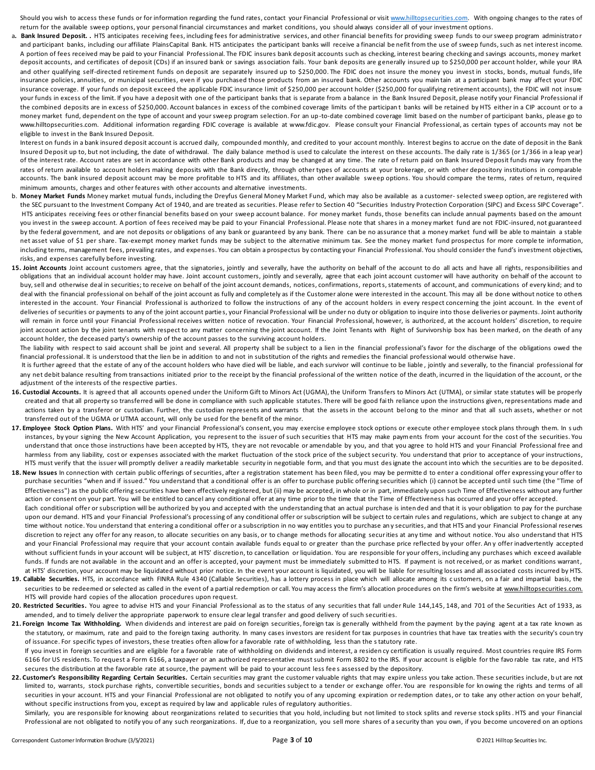Should you wish to access these funds or for information regarding the fund rates, contact your Financial Professional or visit www.hilltopsecurities.com. With ongoing changes to the rates of return for the available sweep options, your personal financial circumstances and market conditions, you should always consider all of your investment options.

a. **Bank Insured Deposit. .** HTS anticipates receiving fees, including fees for administrative services, and other financial benefits for providing sweep funds to our sweep program administrator and participant banks, including our affiliate PlainsCapital Bank. HTS anticipates the participant banks will receive a financial benefit from the use of sweep funds, such as net interest income. A portion of fees received may be paid to your Financial Professional. The FDIC insures bank deposit accounts such as checking, interest bearing checking and savings accounts, money market deposit accounts, and certificates of deposit (CDs) if an insured bank or savings association fails. Your bank deposits are generally insured up to $250,000 per account holder, while your IRA and other qualifying self-directed retirement funds on deposit are separately insured up to $250,000. The FDIC does not insure the money you invest in stocks, bonds, mutual funds, life insurance policies, annuities, or municipal securities, even if you purchased those products from an insured bank. Other accounts you maintain at a participant bank may affect your FDIC insurance coverage. If your funds on deposit exceed the applicable FDIC insurance limit of $250,000 per account holder ($250,000 for qualifying retirement accounts), the FDIC will not insure your funds in excess of the limit. If you have a deposit with one of the participant banks that is separate from a balance in the Bank Insured Deposit, please notify your Financial Professional if the combined deposits are in excess of $250,000. Account balances in excess of the combined coverage limits of the participant banks will be retained by HTS either in a CIP account or to a money market fund, dependent on the type of account and your sweep program selection. For an up-to-date combined coverage limit based on the number of participant banks, please go to www.hilltopsecurities.com. Additional information regarding FDIC coverage is available at www.fdic.gov. Please consult your Financial Professional, as certain types of accounts may not be eligible to invest in the Bank Insured Deposit.

Interest on funds in a bank insured deposit account is accrued daily, compounded monthly, and credited to your account monthly. Interest begins to accrue on the date of deposit in the Bank Insured Deposit up to, but not including, the date of withdrawal. The daily balance method is used to calculate the interest on these accounts. The daily rate is 1/365 (or 1/366 in a leap year) of the interest rate. Account rates are set in accordance with other Bank products and may be changed at any time. The rate of return paid on Bank Insured Deposit funds may vary from the rates of return available to account holders making deposits with the Bank directly, through other types of accounts at your brokerage, or with other depository institutions in comparable accounts. The bank insured deposit account may be more profitable to HTS and its affiliates, than other available sweep options. You should compare the terms, rates of return, required minimum amounts, charges and other features with other accounts and alternative investments.

b. **Money Market Funds** Money market mutual funds, including the Dreyfus General Money Market Fund, which may also be available as a customer- selected sweep option, are registered with the SEC pursuant to the Investment Company Act of 1940, and are treated as securities. Please refer to Section 40 "Securities Industry Protection Corporation (SIPC) and Excess SIPC Coverage". HTS anticipates receiving fees or other financial benefits based on your sweep account balance. For money market funds, those benefits can include annual payments based on the amount you invest in the sweep account. A portion of fees received may be paid to your Financial Professional. Please note that shares in a money market fund are not FDIC-insured, not guaranteed by the federal government, and are not deposits or obligations of any bank or guaranteed by any bank. There can be no assurance that a money market fund will be able to maintain a stable net asset value of $1 per share. Tax-exempt money market funds may be subject to the alternative minimum tax. See the money market fund prospectus for more complete information, including terms, management fees, prevailing rates, and expenses. You can obtain a prospectus by contacting your Financial Professional. You should consider the fund's investment objectives, risks, and expenses carefully before investing.

**15. Joint Accounts** Joint account customers agree, that the signatories, jointly and severally, have the authority on behalf of the account to do all acts and have all rights, responsibilities and obligations that an individual account holder may have. Joint account customers, jointly and severally, agree that each joint account customer will have authority on behalf of the account to buy, sell and otherwise deal in securities; to receive on behalf of the joint account demands, notices, confirmations, reports, statements of account, and communications of every kind; and to deal with the financial professional on behalf of the joint account as fully and completely as if the Customer alone were interested in the account. This may all be done without notice to others interested in the account. Your Financial Professional is authorized to follow the instructions of any of the account holders in every respect concerning the joint account. In the event of deliveries of securities or payments to any of the joint account parties, your Financial Professional will be under no duty or obligation to inquire into those deliveries or payments. Joint authority will remain in force until your Financial Professional receives written notice of revocation. Your Financial Professional, however, is authorized, at the account holders' discretion, to require joint account action by the joint tenants with respect to any matter concerning the joint account. If the Joint Tenants with Right of Survivorship box has been marked, on the death of any account holder, the deceased party's ownership of the account passes to the surviving account holders.

The liability with respect to said account shall be joint and several. All property shall be subject to a lien in the financial professional's favor for the discharge of the obligations owed the financial professional. It is understood that the lien be in addition to and not in substitution of the rights and remedies the financial professional would otherwise have.

It is further agreed that the estate of any of the account holders who have died will be liable, and each survivor will continue to be liable, jointly and severally, to the financial professional for any net debit balance resulting from transactions initiated prior to the receipt by the financial professional of the written notice of the death, incurred in the liquidation of the account, or the adjustment of the interests of the respective parties.

**16. Custodial Accounts.** It is agreed that all accounts opened under the Uniform Gift to Minors Act (UGMA), the Uniform Transfers to Minors Act (UTMA), or similar state statutes will be properly created and that all property so transferred will be done in compliance with such applicable statutes. There will be good faith reliance upon the instructions given, representations made and actions taken by a transferor or custodian. Further, the custodian represents and warrants that the assets in the account belong to the minor and that all such assets, whether or not transferred out of the UGMA or UTMA account, will only be used for the benefit of the minor.

**17. Employee Stock Option Plans.** With HTS' and your Financial Professional's consent, you may exercise employee stock options or execute other employee stock plans through them. In such instances, by your signing the New Account Application, you represent to the issuer of such securities that HTS may make payments from your account for the cost of the securities. You understand that once those instructions have been accepted by HTS, they are not revocable or amendable by you, and that you agree to hold HTS and your Financial Professional free and harmless from any liability, cost or expenses associated with the market fluctuation of the stock price of the subject security. You understand that prior to acceptance of your instructions, HTS must verify that the issuer will promptly deliver a readily marketable security in negotiable form, and that you must designate the account into which the securities are to be deposited.

**18. New Issues** In connection with certain public offerings of securities, after a registration statement has been filed, you may be permitted to enter a conditional offer expressing your offer to purchase securities "when and if issued." You understand that a conditional offer is an offer to purchase public offering securities which (i) cannot be accepted until such time (the "Time of Effectiveness") as the public offering securities have been effectively registered, but (ii) may be accepted, in whole or in part, immediately upon such Time of Effectiveness without any further action or consent on your part. You will be entitled to cancel any conditional offer at any time prior to the time that the Time of Effectiveness has occurred and your offer accepted.

Each conditional offer or subscription will be authorized by you and accepted with the understanding that an actual purchase is intended and that it is your obligation to pay for the purchase upon our demand. HTS and your Financial Professional's processing of any conditional offer or subscription will be subject to certain rules and regulations, which are subject to change at any time without notice. You understand that entering a conditional offer or a subscription in no way entitles you to purchase any securities, and that HTS and your Financial Professional reserves discretion to reject any offer for any reason, to allocate securities on any basis, or to change methods for allocating securities at any time and without notice. You also understand that HTS and your Financial Professional may require that your account contain available funds equal to or greater than the purchase price reflected by your offer. Any offer inadvertently accepted without sufficient funds in your account will be subject, at HTS' discretion, to cancellation or liquidation. You are responsible for your offers, including any purchases which exceed available funds. If funds are not available in the account and an offer is accepted, your payment must be immediately submitted to HTS. If payment is not received, or as market conditions warrant, at HTS' discretion, your account may be liquidated without prior notice. In the event your account is liquidated, you will be liable for resulting losses and all associated costs incurred by HTS.

**19. Callable Securities.** HTS, in accordance with FINRA Rule 4340 (Callable Securities), has a lottery process in place which will allocate among its customers, on a fair and impartial basis, the securities to be redeemed or selected as called in the event of a partial redemption or call. You may access the firm's allocation procedures on the firm's website at www.hilltopsecurities.com. HTS will provide hard copies of the allocation procedures upon request.

**20. Restricted Securities.** You agree to advise HTS and your Financial Professional as to the status of any securities that fall under Rule 144,145, 148, and 701 of the Securities Act of 1933, as amended, and to timely deliver the appropriate paperwork to ensure clear legal transfer and good delivery of such securities.

**21. Foreign Income Tax Withholding.** When dividends and interest are paid on foreign securities, foreign tax is generally withheld from the payment by the paying agent at a tax rate known as the statutory, or maximum, rate and paid to the foreign taxing authority. In many cases investors are resident for tax purposes in countries that have tax treaties with the security's country of issuance. For specific types of investors, these treaties often allow for a favorable rate of withholding, less than the statutory rate.

If you invest in foreign securities and are eligible for a favorable rate of withholding on dividends and interest, a residency certification is usually required. Most countries require IRS Form 6166 for US residents. To request a Form 6166, a taxpayer or an authorized representative must submit Form 8802 to the IRS. If your account is eligible for the favorable tax rate, and HTS secures the distribution at the favorable rate at source, the payment will be paid to your account less fees assessed by the depository.

**22. Customer's Responsibility Regarding Certain Securities.** Certain securities may grant the customer valuable rights that may expire unless you take action. These securities include, but are not limited to, warrants, stock purchase rights, convertible securities, bonds and securities subject to a tender or exchange offer. You are responsible for knowing the rights and terms of all securities in your account. HTS and your Financial Professional are not obligated to notify you of any upcoming expiration or redemption dates, or to take any other action on your behalf, without specific instructions from you, except as required by law and applicable rules of regulatory authorities.

Similarly, you are responsible for knowing about reorganizations related to securities that you hold, including but not limited to stock splits and reverse stock splits. HTS and your Financial Professional are not obligated to notify you of any such reorganizations. If, due to a reorganization, you sell more shares of a security than you own, if you become uncovered on an options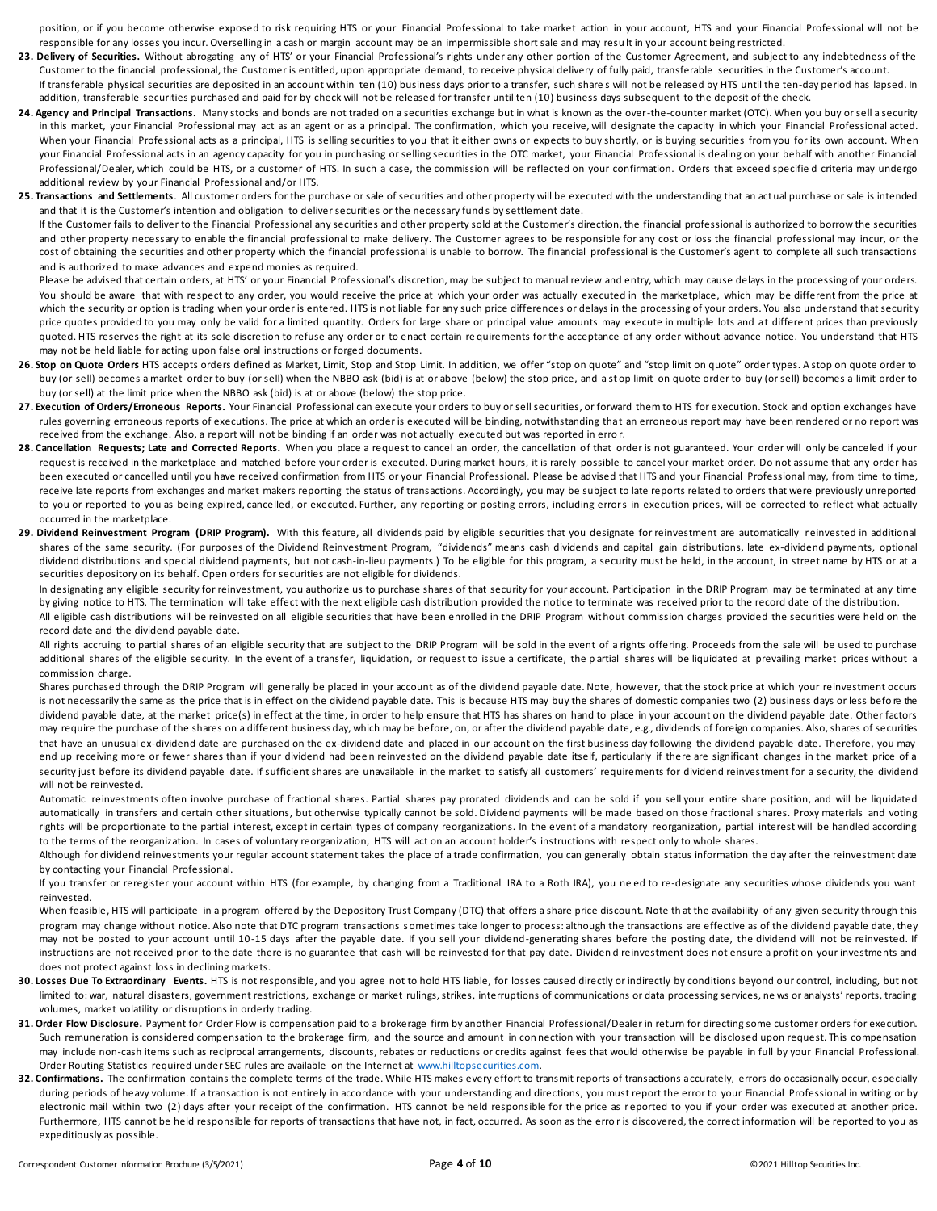position, or if you become otherwise exposed to risk requiring HTS or your Financial Professional to take market action in your account, HTS and your Financial Professional will not be responsible for any losses you incur. Overselling in a cash or margin account may be an impermissible short sale and may result in your account being restricted.

23. **Delivery of Securities.** Without abrogating any of HTS' or your Financial Professional's rights under any other portion of the Customer Agreement, and subject to any indebtedness of the Customer to the financial professional, the Customer is entitled, upon appropriate demand, to receive physical delivery of fully paid, transferable securities in the Customer's account.
If transferable physical securities are deposited in an account within ten (10) business days prior to a transfer, such shares will not be released by HTS until the ten-day period has lapsed. In addition, transferable securities purchased and paid for by check will not be released for transfer until ten (10) business days subsequent to the deposit of the check.

24. **Agency and Principal Transactions.** Many stocks and bonds are not traded on a securities exchange but in what is known as the over-the-counter market (OTC). When you buy or sell a security in this market, your Financial Professional may act as an agent or as a principal. The confirmation, which you receive, will designate the capacity in which your Financial Professional acted. When your Financial Professional acts as a principal, HTS is selling securities to you that it either owns or expects to buy shortly, or is buying securities from you for its own account. When your Financial Professional acts in an agency capacity for you in purchasing or selling securities in the OTC market, your Financial Professional is dealing on your behalf with another Financial Professional/Dealer, which could be HTS, or a customer of HTS. In such a case, the commission will be reflected on your confirmation. Orders that exceed specified criteria may undergo additional review by your Financial Professional and/or HTS.

25. **Transactions and Settlements**. All customer orders for the purchase or sale of securities and other property will be executed with the understanding that an actual purchase or sale is intended and that it is the Customer's intention and obligation to deliver securities or the necessary funds by settlement date.
If the Customer fails to deliver to the Financial Professional any securities and other property sold at the Customer's direction, the financial professional is authorized to borrow the securities and other property necessary to enable the financial professional to make delivery. The Customer agrees to be responsible for any cost or loss the financial professional may incur, or the cost of obtaining the securities and other property which the financial professional is unable to borrow. The financial professional is the Customer's agent to complete all such transactions and is authorized to make advances and expend monies as required.
Please be advised that certain orders, at HTS' or your Financial Professional's discretion, may be subject to manual review and entry, which may cause delays in the processing of your orders. You should be aware that with respect to any order, you would receive the price at which your order was actually executed in the marketplace, which may be different from the price at which the security or option is trading when your order is entered. HTS is not liable for any such price differences or delays in the processing of your orders. You also understand that security price quotes provided to you may only be valid for a limited quantity. Orders for large share or principal value amounts may execute in multiple lots and at different prices than previously quoted. HTS reserves the right at its sole discretion to refuse any order or to enact certain requirements for the acceptance of any order without advance notice. You understand that HTS may not be held liable for acting upon false oral instructions or forged documents.

26. **Stop on Quote Orders** HTS accepts orders defined as Market, Limit, Stop and Stop Limit. In addition, we offer "stop on quote" and "stop limit on quote" order types. A stop on quote order to buy (or sell) becomes a market order to buy (or sell) when the NBBO ask (bid) is at or above (below) the stop price, and a stop limit on quote order to buy (or sell) becomes a limit order to buy (or sell) at the limit price when the NBBO ask (bid) is at or above (below) the stop price.

27. **Execution of Orders/Erroneous Reports.** Your Financial Professional can execute your orders to buy or sell securities, or forward them to HTS for execution. Stock and option exchanges have rules governing erroneous reports of executions. The price at which an order is executed will be binding, notwithstanding that an erroneous report may have been rendered or no report was received from the exchange. Also, a report will not be binding if an order was not actually executed but was reported in error.

28. **Cancellation Requests; Late and Corrected Reports.** When you place a request to cancel an order, the cancellation of that order is not guaranteed. Your order will only be canceled if your request is received in the marketplace and matched before your order is executed. During market hours, it is rarely possible to cancel your market order. Do not assume that any order has been executed or cancelled until you have received confirmation from HTS or your Financial Professional. Please be advised that HTS and your Financial Professional may, from time to time, receive late reports from exchanges and market makers reporting the status of transactions. Accordingly, you may be subject to late reports related to orders that were previously unreported to you or reported to you as being expired, cancelled, or executed. Further, any reporting or posting errors, including errors in execution prices, will be corrected to reflect what actually occurred in the marketplace.

29. **Dividend Reinvestment Program (DRIP Program).** With this feature, all dividends paid by eligible securities that you designate for reinvestment are automatically reinvested in additional shares of the same security. (For purposes of the Dividend Reinvestment Program, "dividends" means cash dividends and capital gain distributions, late ex-dividend payments, optional dividend distributions and special dividend payments, but not cash-in-lieu payments.) To be eligible for this program, a security must be held, in the account, in street name by HTS or at a securities depository on its behalf. Open orders for securities are not eligible for dividends.
In designating any eligible security for reinvestment, you authorize us to purchase shares of that security for your account. Participation in the DRIP Program may be terminated at any time by giving notice to HTS. The termination will take effect with the next eligible cash distribution provided the notice to terminate was received prior to the record date of the distribution.
All eligible cash distributions will be reinvested on all eligible securities that have been enrolled in the DRIP Program without commission charges provided the securities were held on the record date and the dividend payable date.
All rights accruing to partial shares of an eligible security that are subject to the DRIP Program will be sold in the event of a rights offering. Proceeds from the sale will be used to purchase additional shares of the eligible security. In the event of a transfer, liquidation, or request to issue a certificate, the partial shares will be liquidated at prevailing market prices without a commission charge.
Shares purchased through the DRIP Program will generally be placed in your account as of the dividend payable date. Note, however, that the stock price at which your reinvestment occurs is not necessarily the same as the price that is in effect on the dividend payable date. This is because HTS may buy the shares of domestic companies two (2) business days or less before the dividend payable date, at the market price(s) in effect at the time, in order to help ensure that HTS has shares on hand to place in your account on the dividend payable date. Other factors may require the purchase of the shares on a different business day, which may be before, on, or after the dividend payable date, e.g., dividends of foreign companies. Also, shares of securities that have an unusual ex-dividend date are purchased on the ex-dividend date and placed in our account on the first business day following the dividend payable date. Therefore, you may end up receiving more or fewer shares than if your dividend had been reinvested on the dividend payable date itself, particularly if there are significant changes in the market price of a security just before its dividend payable date. If sufficient shares are unavailable in the market to satisfy all customers' requirements for dividend reinvestment for a security, the dividend will not be reinvested.
Automatic reinvestments often involve purchase of fractional shares. Partial shares pay prorated dividends and can be sold if you sell your entire share position, and will be liquidated automatically in transfers and certain other situations, but otherwise typically cannot be sold. Dividend payments will be made based on those fractional shares. Proxy materials and voting rights will be proportionate to the partial interest, except in certain types of company reorganizations. In the event of a mandatory reorganization, partial interest will be handled according to the terms of the reorganization. In cases of voluntary reorganization, HTS will act on an account holder's instructions with respect only to whole shares.
Although for dividend reinvestments your regular account statement takes the place of a trade confirmation, you can generally obtain status information the day after the reinvestment date by contacting your Financial Professional.
If you transfer or reregister your account within HTS (for example, by changing from a Traditional IRA to a Roth IRA), you need to re-designate any securities whose dividends you want reinvested.
When feasible, HTS will participate in a program offered by the Depository Trust Company (DTC) that offers a share price discount. Note that the availability of any given security through this program may change without notice. Also note that DTC program transactions sometimes take longer to process: although the transactions are effective as of the dividend payable date, they may not be posted to your account until 10-15 days after the payable date. If you sell your dividend-generating shares before the posting date, the dividend will not be reinvested. If instructions are not received prior to the date there is no guarantee that cash will be reinvested for that pay date. Dividend reinvestment does not ensure a profit on your investments and does not protect against loss in declining markets.

30. **Losses Due To Extraordinary Events.** HTS is not responsible, and you agree not to hold HTS liable, for losses caused directly or indirectly by conditions beyond our control, including, but not limited to: war, natural disasters, government restrictions, exchange or market rulings, strikes, interruptions of communications or data processing services, news or analysts' reports, trading volumes, market volatility or disruptions in orderly trading.

31. **Order Flow Disclosure.** Payment for Order Flow is compensation paid to a brokerage firm by another Financial Professional/Dealer in return for directing some customer orders for execution. Such remuneration is considered compensation to the brokerage firm, and the source and amount in connection with your transaction will be disclosed upon request. This compensation may include non-cash items such as reciprocal arrangements, discounts, rebates or reductions or credits against fees that would otherwise be payable in full by your Financial Professional. Order Routing Statistics required under SEC rules are available on the Internet at www.hilltopsecurities.com.

32. **Confirmations.** The confirmation contains the complete terms of the trade. While HTS makes every effort to transmit reports of transactions accurately, errors do occasionally occur, especially during periods of heavy volume. If a transaction is not entirely in accordance with your understanding and directions, you must report the error to your Financial Professional in writing or by electronic mail within two (2) days after your receipt of the confirmation. HTS cannot be held responsible for the price as reported to you if your order was executed at another price. Furthermore, HTS cannot be held responsible for reports of transactions that have not, in fact, occurred. As soon as the error is discovered, the correct information will be reported to you as expeditiously as possible.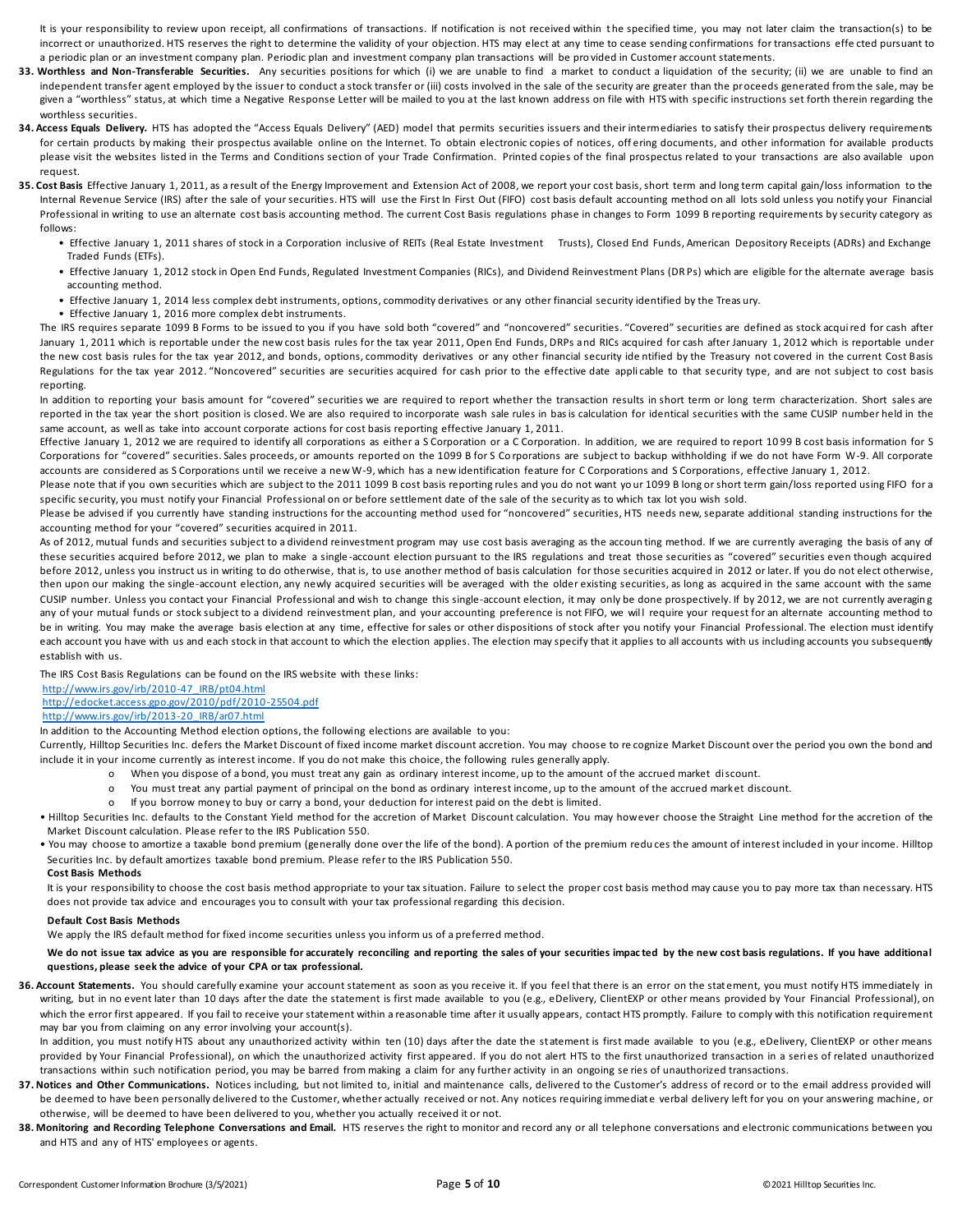It is your responsibility to review upon receipt, all confirmations of transactions. If notification is not received within the specified time, you may not later claim the transaction(s) to be incorrect or unauthorized. HTS reserves the right to determine the validity of your objection. HTS may elect at any time to cease sending confirmations for transactions effected pursuant to a periodic plan or an investment company plan. Periodic plan and investment company plan transactions will be provided in Customer account statements.

**33. Worthless and Non-Transferable Securities.** Any securities positions for which (i) we are unable to find a market to conduct a liquidation of the security; (ii) we are unable to find an independent transfer agent employed by the issuer to conduct a stock transfer or (iii) costs involved in the sale of the security are greater than the proceeds generated from the sale, may be given a "worthless" status, at which time a Negative Response Letter will be mailed to you at the last known address on file with HTS with specific instructions set forth therein regarding the worthless securities.

**34. Access Equals Delivery.** HTS has adopted the "Access Equals Delivery" (AED) model that permits securities issuers and their intermediaries to satisfy their prospectus delivery requirements for certain products by making their prospectus available online on the Internet. To obtain electronic copies of notices, offering documents, and other information for available products please visit the websites listed in the Terms and Conditions section of your Trade Confirmation. Printed copies of the final prospectus related to your transactions are also available upon request.

**35. Cost Basis** Effective January 1, 2011, as a result of the Energy Improvement and Extension Act of 2008, we report your cost basis, short term and long term capital gain/loss information to the Internal Revenue Service (IRS) after the sale of your securities. HTS will use the First In First Out (FIFO) cost basis default accounting method on all lots sold unless you notify your Financial Professional in writing to use an alternate cost basis accounting method. The current Cost Basis regulations phase in changes to Form 1099 B reporting requirements by security category as follows:

- Effective January 1, 2011 shares of stock in a Corporation inclusive of REITs (Real Estate Investment Trusts), Closed End Funds, American Depository Receipts (ADRs) and Exchange Traded Funds (ETFs).
- Effective January 1, 2012 stock in Open End Funds, Regulated Investment Companies (RICs), and Dividend Reinvestment Plans (DRPs) which are eligible for the alternate average basis accounting method.
- Effective January 1, 2014 less complex debt instruments, options, commodity derivatives or any other financial security identified by the Treasury.
- Effective January 1, 2016 more complex debt instruments.

The IRS requires separate 1099 B Forms to be issued to you if you have sold both "covered" and "noncovered" securities. "Covered" securities are defined as stock acquired for cash after January 1, 2011 which is reportable under the new cost basis rules for the tax year 2011, Open End Funds, DRPs and RICs acquired for cash after January 1, 2012 which is reportable under the new cost basis rules for the tax year 2012, and bonds, options, commodity derivatives or any other financial security identified by the Treasury not covered in the current Cost Basis Regulations for the tax year 2012. "Noncovered" securities are securities acquired for cash prior to the effective date applicable to that security type, and are not subject to cost basis reporting.

In addition to reporting your basis amount for "covered" securities we are required to report whether the transaction results in short term or long term characterization. Short sales are reported in the tax year the short position is closed. We are also required to incorporate wash sale rules in basis calculation for identical securities with the same CUSIP number held in the same account, as well as take into account corporate actions for cost basis reporting effective January 1, 2011.

Effective January 1, 2012 we are required to identify all corporations as either a S Corporation or a C Corporation. In addition, we are required to report 1099 B cost basis information for S Corporations for "covered" securities. Sales proceeds, or amounts reported on the 1099 B for S Corporations are subject to backup withholding if we do not have Form W-9. All corporate accounts are considered as S Corporations until we receive a new W-9, which has a new identification feature for C Corporations and S Corporations, effective January 1, 2012.

Please note that if you own securities which are subject to the 2011 1099 B cost basis reporting rules and you do not want your 1099 B long or short term gain/loss reported using FIFO for a specific security, you must notify your Financial Professional on or before settlement date of the sale of the security as to which tax lot you wish sold.

Please be advised if you currently have standing instructions for the accounting method used for "noncovered" securities, HTS needs new, separate additional standing instructions for the accounting method for your "covered" securities acquired in 2011.

As of 2012, mutual funds and securities subject to a dividend reinvestment program may use cost basis averaging as the accounting method. If we are currently averaging the basis of any of these securities acquired before 2012, we plan to make a single-account election pursuant to the IRS regulations and treat those securities as "covered" securities even though acquired before 2012, unless you instruct us in writing to do otherwise, that is, to use another method of basis calculation for those securities acquired in 2012 or later. If you do not elect otherwise, then upon our making the single-account election, any newly acquired securities will be averaged with the older existing securities, as long as acquired in the same account with the same CUSIP number. Unless you contact your Financial Professional and wish to change this single-account election, it may only be done prospectively. If by 2012, we are not currently averaging any of your mutual funds or stock subject to a dividend reinvestment plan, and your accounting preference is not FIFO, we will require your request for an alternate accounting method to be in writing. You may make the average basis election at any time, effective for sales or other dispositions of stock after you notify your Financial Professional. The election must identify each account you have with us and each stock in that account to which the election applies. The election may specify that it applies to all accounts with us including accounts you subsequently establish with us.

The IRS Cost Basis Regulations can be found on the IRS website with these links:

http://www.irs.gov/irb/2010-47_IRB/pt04.html
http://edocket.access.gpo.gov/2010/pdf/2010-25504.pdf
http://www.irs.gov/irb/2013-20_IRB/ar07.html

In addition to the Accounting Method election options, the following elections are available to you:

Currently, Hilltop Securities Inc. defers the Market Discount of fixed income market discount accretion. You may choose to recognize Market Discount over the period you own the bond and include it in your income currently as interest income. If you do not make this choice, the following rules generally apply.

- When you dispose of a bond, you must treat any gain as ordinary interest income, up to the amount of the accrued market discount.
- You must treat any partial payment of principal on the bond as ordinary interest income, up to the amount of the accrued market discount.
- If you borrow money to buy or carry a bond, your deduction for interest paid on the debt is limited.

- Hilltop Securities Inc. defaults to the Constant Yield method for the accretion of Market Discount calculation. You may however choose the Straight Line method for the accretion of the Market Discount calculation. Please refer to the IRS Publication 550.
- You may choose to amortize a taxable bond premium (generally done over the life of the bond). A portion of the premium reduces the amount of interest included in your income. Hilltop Securities Inc. by default amortizes taxable bond premium. Please refer to the IRS Publication 550.

**Cost Basis Methods**

It is your responsibility to choose the cost basis method appropriate to your tax situation. Failure to select the proper cost basis method may cause you to pay more tax than necessary. HTS does not provide tax advice and encourages you to consult with your tax professional regarding this decision.

**Default Cost Basis Methods**

We apply the IRS default method for fixed income securities unless you inform us of a preferred method.

**We do not issue tax advice as you are responsible for accurately reconciling and reporting the sales of your securities impacted by the new cost basis regulations. If you have additional questions, please seek the advice of your CPA or tax professional.**

**36. Account Statements.** You should carefully examine your account statement as soon as you receive it. If you feel that there is an error on the statement, you must notify HTS immediately in writing, but in no event later than 10 days after the date the statement is first made available to you (e.g., eDelivery, ClientEXP or other means provided by Your Financial Professional), on which the error first appeared. If you fail to receive your statement within a reasonable time after it usually appears, contact HTS promptly. Failure to comply with this notification requirement may bar you from claiming on any error involving your account(s).

In addition, you must notify HTS about any unauthorized activity within ten (10) days after the date the statement is first made available to you (e.g., eDelivery, ClientEXP or other means provided by Your Financial Professional), on which the unauthorized activity first appeared. If you do not alert HTS to the first unauthorized transaction in a series of related unauthorized transactions within such notification period, you may be barred from making a claim for any further activity in an ongoing series of unauthorized transactions.

**37. Notices and Other Communications.** Notices including, but not limited to, initial and maintenance calls, delivered to the Customer's address of record or to the email address provided will be deemed to have been personally delivered to the Customer, whether actually received or not. Any notices requiring immediate verbal delivery left for you on your answering machine, or otherwise, will be deemed to have been delivered to you, whether you actually received it or not.

**38. Monitoring and Recording Telephone Conversations and Email.** HTS reserves the right to monitor and record any or all telephone conversations and electronic communications between you and HTS and any of HTS' employees or agents.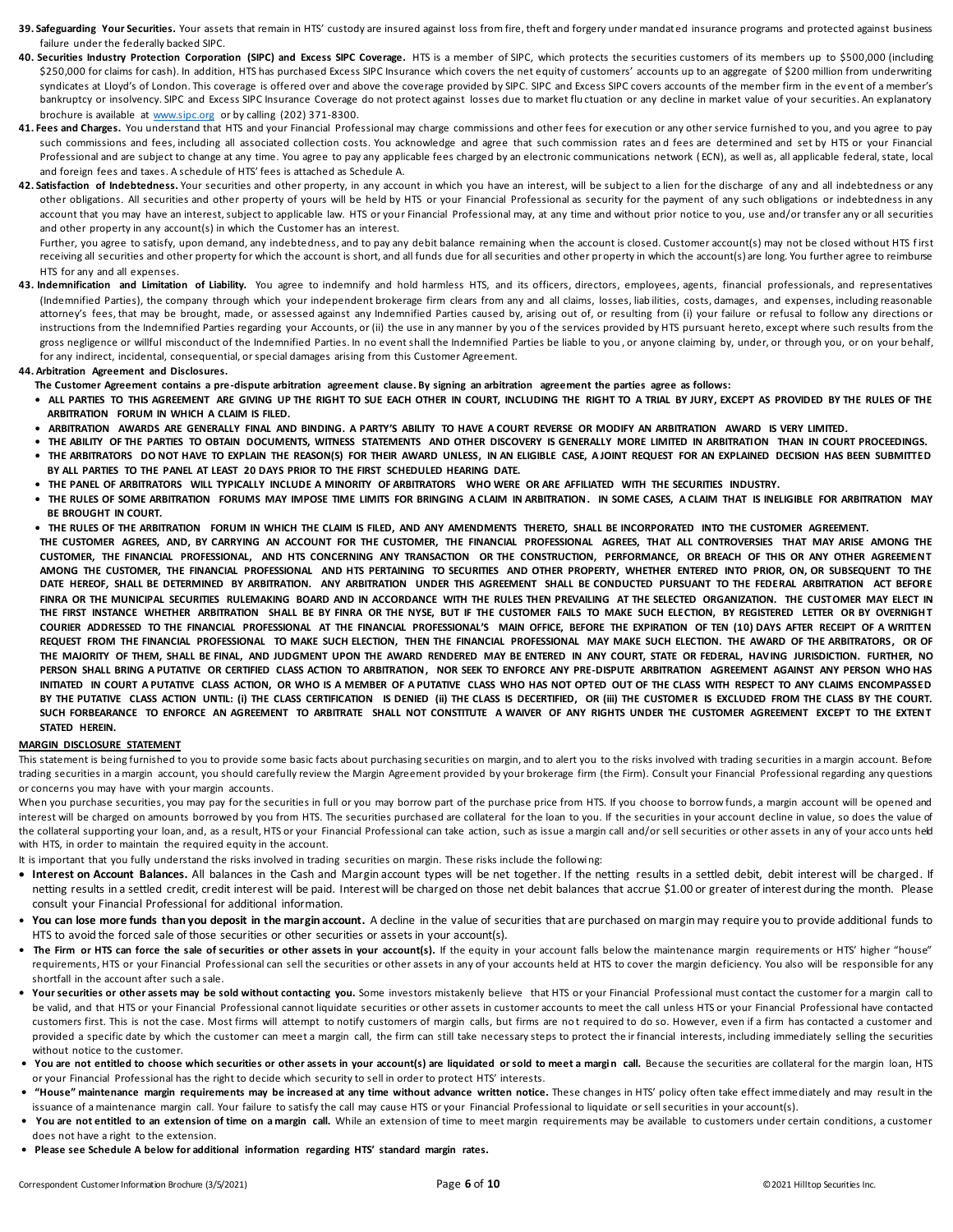**39. Safeguarding Your Securities.** Your assets that remain in HTS' custody are insured against loss from fire, theft and forgery under mandated insurance programs and protected against business failure under the federally backed SIPC.

**40. Securities Industry Protection Corporation (SIPC) and Excess SIPC Coverage.** HTS is a member of SIPC, which protects the securities customers of its members up to $500,000 (including $250,000 for claims for cash). In addition, HTS has purchased Excess SIPC Insurance which covers the net equity of customers' accounts up to an aggregate of $200 million from underwriting syndicates at Lloyd's of London. This coverage is offered over and above the coverage provided by SIPC. SIPC and Excess SIPC covers accounts of the member firm in the event of a member's bankruptcy or insolvency. SIPC and Excess SIPC Insurance Coverage do not protect against losses due to market fluctuation or any decline in market value of your securities. An explanatory brochure is available at www.sipc.org or by calling (202) 371-8300.

**41. Fees and Charges.** You understand that HTS and your Financial Professional may charge commissions and other fees for execution or any other service furnished to you, and you agree to pay such commissions and fees, including all associated collection costs. You acknowledge and agree that such commission rates and fees are determined and set by HTS or your Financial Professional and are subject to change at any time. You agree to pay any applicable fees charged by an electronic communications network (ECN), as well as, all applicable federal, state, local and foreign fees and taxes. A schedule of HTS' fees is attached as Schedule A.

**42. Satisfaction of Indebtedness.** Your securities and other property, in any account in which you have an interest, will be subject to a lien for the discharge of any and all indebtedness or any other obligations. All securities and other property of yours will be held by HTS or your Financial Professional as security for the payment of any such obligations or indebtedness in any account that you may have an interest, subject to applicable law. HTS or your Financial Professional may, at any time and without prior notice to you, use and/or transfer any or all securities and other property in any account(s) in which the Customer has an interest.

Further, you agree to satisfy, upon demand, any indebtedness, and to pay any debit balance remaining when the account is closed. Customer account(s) may not be closed without HTS first receiving all securities and other property for which the account is short, and all funds due for all securities and other property in which the account(s) are long. You further agree to reimburse HTS for any and all expenses.

**43. Indemnification and Limitation of Liability.** You agree to indemnify and hold harmless HTS, and its officers, directors, employees, agents, financial professionals, and representatives (Indemnified Parties), the company through which your independent brokerage firm clears from any and all claims, losses, liabilities, costs, damages, and expenses, including reasonable attorney's fees, that may be brought, made, or assessed against any Indemnified Parties caused by, arising out of, or resulting from (i) your failure or refusal to follow any directions or instructions from the Indemnified Parties regarding your Accounts, or (ii) the use in any manner by you of the services provided by HTS pursuant hereto, except where such results from the gross negligence or willful misconduct of the Indemnified Parties. In no event shall the Indemnified Parties be liable to you, or anyone claiming by, under, or through you, or on your behalf, for any indirect, incidental, consequential, or special damages arising from this Customer Agreement.

**44. Arbitration Agreement and Disclosures.**

**The Customer Agreement contains a pre-dispute arbitration agreement clause. By signing an arbitration agreement the parties agree as follows:**

- **ALL PARTIES TO THIS AGREEMENT ARE GIVING UP THE RIGHT TO SUE EACH OTHER IN COURT, INCLUDING THE RIGHT TO A TRIAL BY JURY, EXCEPT AS PROVIDED BY THE RULES OF THE ARBITRATION FORUM IN WHICH A CLAIM IS FILED.**
- **ARBITRATION AWARDS ARE GENERALLY FINAL AND BINDING. A PARTY'S ABILITY TO HAVE A COURT REVERSE OR MODIFY AN ARBITRATION AWARD IS VERY LIMITED.**
- **THE ABILITY OF THE PARTIES TO OBTAIN DOCUMENTS, WITNESS STATEMENTS AND OTHER DISCOVERY IS GENERALLY MORE LIMITED IN ARBITRATION THAN IN COURT PROCEEDINGS.**
- **THE ARBITRATORS DO NOT HAVE TO EXPLAIN THE REASON(S) FOR THEIR AWARD UNLESS, IN AN ELIGIBLE CASE, A JOINT REQUEST FOR AN EXPLAINED DECISION HAS BEEN SUBMITTED BY ALL PARTIES TO THE PANEL AT LEAST 20 DAYS PRIOR TO THE FIRST SCHEDULED HEARING DATE.**
- **THE PANEL OF ARBITRATORS WILL TYPICALLY INCLUDE A MINORITY OF ARBITRATORS WHO WERE OR ARE AFFILIATED WITH THE SECURITIES INDUSTRY.**
- **THE RULES OF SOME ARBITRATION FORUMS MAY IMPOSE TIME LIMITS FOR BRINGING A CLAIM IN ARBITRATION. IN SOME CASES, A CLAIM THAT IS INELIGIBLE FOR ARBITRATION MAY BE BROUGHT IN COURT.**
- **THE RULES OF THE ARBITRATION FORUM IN WHICH THE CLAIM IS FILED, AND ANY AMENDMENTS THERETO, SHALL BE INCORPORATED INTO THE CUSTOMER AGREEMENT.**

**THE CUSTOMER AGREES, AND, BY CARRYING AN ACCOUNT FOR THE CUSTOMER, THE FINANCIAL PROFESSIONAL AGREES, THAT ALL CONTROVERSIES THAT MAY ARISE AMONG THE CUSTOMER, THE FINANCIAL PROFESSIONAL, AND HTS CONCERNING ANY TRANSACTION OR THE CONSTRUCTION, PERFORMANCE, OR BREACH OF THIS OR ANY OTHER AGREEMENT AMONG THE CUSTOMER, THE FINANCIAL PROFESSIONAL AND HTS PERTAINING TO SECURITIES AND OTHER PROPERTY, WHETHER ENTERED INTO PRIOR, ON, OR SUBSEQUENT TO THE DATE HEREOF, SHALL BE DETERMINED BY ARBITRATION. ANY ARBITRATION UNDER THIS AGREEMENT SHALL BE CONDUCTED PURSUANT TO THE FEDERAL ARBITRATION ACT BEFORE FINRA OR THE MUNICIPAL SECURITIES RULEMAKING BOARD AND IN ACCORDANCE WITH THE RULES THEN PREVAILING AT THE SELECTED ORGANIZATION. THE CUSTOMER MAY ELECT IN THE FIRST INSTANCE WHETHER ARBITRATION SHALL BE BY FINRA OR THE NYSE, BUT IF THE CUSTOMER FAILS TO MAKE SUCH ELECTION, BY REGISTERED LETTER OR BY OVERNIGHT COURIER ADDRESSED TO THE FINANCIAL PROFESSIONAL AT THE FINANCIAL PROFESSIONAL'S MAIN OFFICE, BEFORE THE EXPIRATION OF TEN (10) DAYS AFTER RECEIPT OF A WRITTEN REQUEST FROM THE FINANCIAL PROFESSIONAL TO MAKE SUCH ELECTION, THEN THE FINANCIAL PROFESSIONAL MAY MAKE SUCH ELECTION. THE AWARD OF THE ARBITRATORS, OR OF THE MAJORITY OF THEM, SHALL BE FINAL, AND JUDGMENT UPON THE AWARD RENDERED MAY BE ENTERED IN ANY COURT, STATE OR FEDERAL, HAVING JURISDICTION. FURTHER, NO PERSON SHALL BRING A PUTATIVE OR CERTIFIED CLASS ACTION TO ARBITRATION, NOR SEEK TO ENFORCE ANY PRE-DISPUTE ARBITRATION AGREEMENT AGAINST ANY PERSON WHO HAS INITIATED IN COURT A PUTATIVE CLASS ACTION, OR WHO IS A MEMBER OF A PUTATIVE CLASS WHO HAS NOT OPTED OUT OF THE CLASS WITH RESPECT TO ANY CLAIMS ENCOMPASSED BY THE PUTATIVE CLASS ACTION UNTIL: (i) THE CLASS CERTIFICATION IS DENIED (ii) THE CLASS IS DECERTIFIED, OR (iii) THE CUSTOMER IS EXCLUDED FROM THE CLASS BY THE COURT. SUCH FORBEARANCE TO ENFORCE AN AGREEMENT TO ARBITRATE SHALL NOT CONSTITUTE A WAIVER OF ANY RIGHTS UNDER THE CUSTOMER AGREEMENT EXCEPT TO THE EXTENT STATED HEREIN.**

## MARGIN DISCLOSURE STATEMENT

This statement is being furnished to you to provide some basic facts about purchasing securities on margin, and to alert you to the risks involved with trading securities in a margin account. Before trading securities in a margin account, you should carefully review the Margin Agreement provided by your brokerage firm (the Firm). Consult your Financial Professional regarding any questions or concerns you may have with your margin accounts.

When you purchase securities, you may pay for the securities in full or you may borrow part of the purchase price from HTS. If you choose to borrow funds, a margin account will be opened and interest will be charged on amounts borrowed by you from HTS. The securities purchased are collateral for the loan to you. If the securities in your account decline in value, so does the value of the collateral supporting your loan, and, as a result, HTS or your Financial Professional can take action, such as issue a margin call and/or sell securities or other assets in any of your accounts held with HTS, in order to maintain the required equity in the account.

It is important that you fully understand the risks involved in trading securities on margin. These risks include the following:

- **Interest on Account Balances.** All balances in the Cash and Margin account types will be net together. If the netting results in a settled debit, debit interest will be charged. If netting results in a settled credit, credit interest will be paid. Interest will be charged on those net debit balances that accrue $1.00 or greater of interest during the month. Please consult your Financial Professional for additional information.
- **You can lose more funds than you deposit in the margin account.** A decline in the value of securities that are purchased on margin may require you to provide additional funds to HTS to avoid the forced sale of those securities or other securities or assets in your account(s).
- **The Firm or HTS can force the sale of securities or other assets in your account(s).** If the equity in your account falls below the maintenance margin requirements or HTS' higher "house" requirements, HTS or your Financial Professional can sell the securities or other assets in any of your accounts held at HTS to cover the margin deficiency. You also will be responsible for any shortfall in the account after such a sale.
- **Your securities or other assets may be sold without contacting you.** Some investors mistakenly believe that HTS or your Financial Professional must contact the customer for a margin call to be valid, and that HTS or your Financial Professional cannot liquidate securities or other assets in customer accounts to meet the call unless HTS or your Financial Professional have contacted customers first. This is not the case. Most firms will attempt to notify customers of margin calls, but firms are not required to do so. However, even if a firm has contacted a customer and provided a specific date by which the customer can meet a margin call, the firm can still take necessary steps to protect their financial interests, including immediately selling the securities without notice to the customer.
- **You are not entitled to choose which securities or other assets in your account(s) are liquidated or sold to meet a margin call.** Because the securities are collateral for the margin loan, HTS or your Financial Professional has the right to decide which security to sell in order to protect HTS' interests.
- **"House" maintenance margin requirements may be increased at any time without advance written notice.** These changes in HTS' policy often take effect immediately and may result in the issuance of a maintenance margin call. Your failure to satisfy the call may cause HTS or your Financial Professional to liquidate or sell securities in your account(s).
- **You are not entitled to an extension of time on a margin call.** While an extension of time to meet margin requirements may be available to customers under certain conditions, a customer does not have a right to the extension.
- **Please see Schedule A below for additional information regarding HTS' standard margin rates.**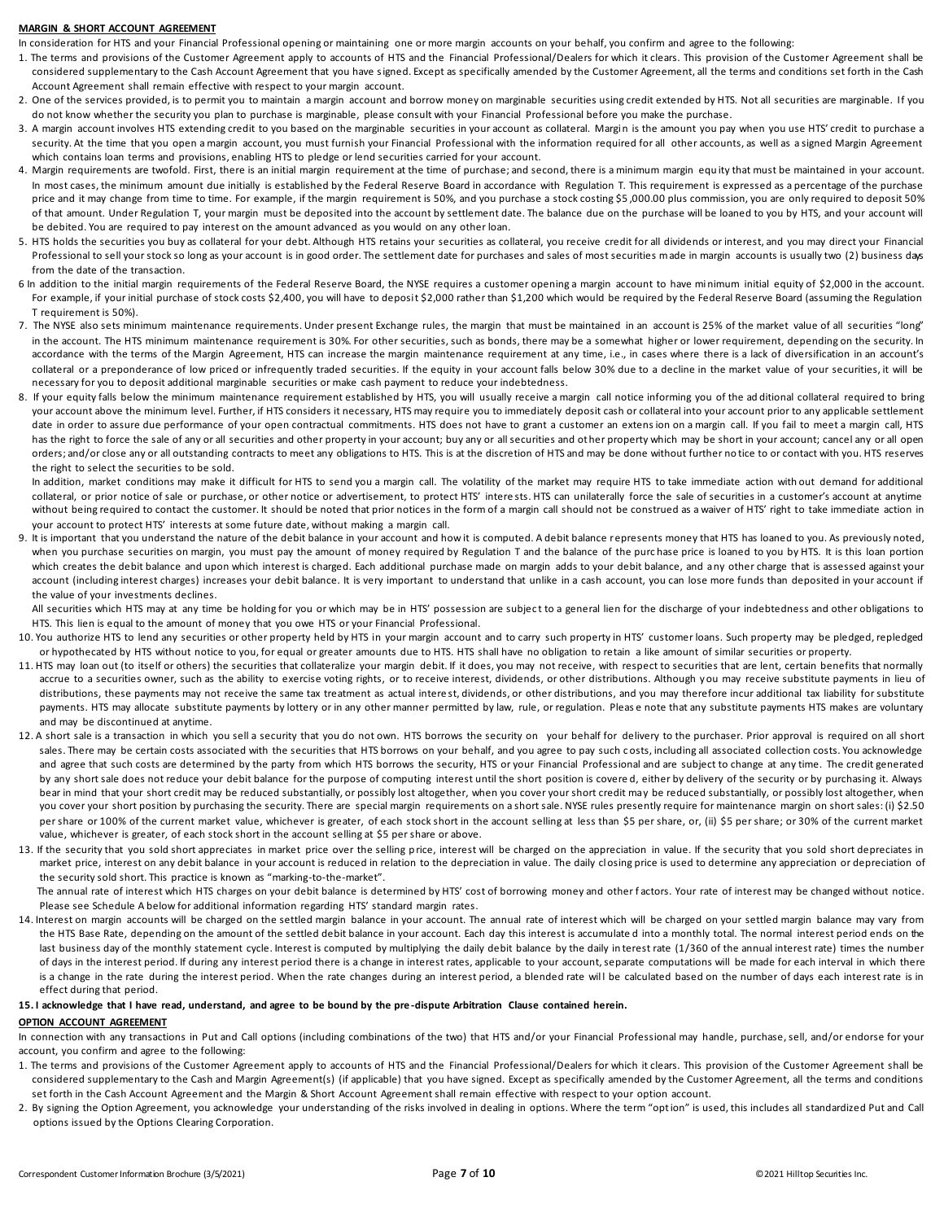**MARGIN & SHORT ACCOUNT AGREEMENT**

In consideration for HTS and your Financial Professional opening or maintaining one or more margin accounts on your behalf, you confirm and agree to the following:

1. The terms and provisions of the Customer Agreement apply to accounts of HTS and the Financial Professional/Dealers for which it clears. This provision of the Customer Agreement shall be considered supplementary to the Cash Account Agreement that you have signed. Except as specifically amended by the Customer Agreement, all the terms and conditions set forth in the Cash Account Agreement shall remain effective with respect to your margin account.
2. One of the services provided, is to permit you to maintain a margin account and borrow money on marginable securities using credit extended by HTS. Not all securities are marginable. If you do not know whether the security you plan to purchase is marginable, please consult with your Financial Professional before you make the purchase.
3. A margin account involves HTS extending credit to you based on the marginable securities in your account as collateral. Margin is the amount you pay when you use HTS' credit to purchase a security. At the time that you open a margin account, you must furnish your Financial Professional with the information required for all other accounts, as well as a signed Margin Agreement which contains loan terms and provisions, enabling HTS to pledge or lend securities carried for your account.
4. Margin requirements are twofold. First, there is an initial margin requirement at the time of purchase; and second, there is a minimum margin equity that must be maintained in your account. In most cases, the minimum amount due initially is established by the Federal Reserve Board in accordance with Regulation T. This requirement is expressed as a percentage of the purchase price and it may change from time to time. For example, if the margin requirement is 50%, and you purchase a stock costing $5,000.00 plus commission, you are only required to deposit 50% of that amount. Under Regulation T, your margin must be deposited into the account by settlement date. The balance due on the purchase will be loaned to you by HTS, and your account will be debited. You are required to pay interest on the amount advanced as you would on any other loan.
5. HTS holds the securities you buy as collateral for your debt. Although HTS retains your securities as collateral, you receive credit for all dividends or interest, and you may direct your Financial Professional to sell your stock so long as your account is in good order. The settlement date for purchases and sales of most securities made in margin accounts is usually two (2) business days from the date of the transaction.
6. In addition to the initial margin requirements of the Federal Reserve Board, the NYSE requires a customer opening a margin account to have minimum initial equity of $2,000 in the account. For example, if your initial purchase of stock costs $2,400, you will have to deposit $2,000 rather than $1,200 which would be required by the Federal Reserve Board (assuming the Regulation T requirement is 50%).
7. The NYSE also sets minimum maintenance requirements. Under present Exchange rules, the margin that must be maintained in an account is 25% of the market value of all securities "long" in the account. The HTS minimum maintenance requirement is 30%. For other securities, such as bonds, there may be a somewhat higher or lower requirement, depending on the security. In accordance with the terms of the Margin Agreement, HTS can increase the margin maintenance requirement at any time, i.e., in cases where there is a lack of diversification in an account's collateral or a preponderance of low priced or infrequently traded securities. If the equity in your account falls below 30% due to a decline in the market value of your securities, it will be necessary for you to deposit additional marginable securities or make cash payment to reduce your indebtedness.
8. If your equity falls below the minimum maintenance requirement established by HTS, you will usually receive a margin call notice informing you of the additional collateral required to bring your account above the minimum level. Further, if HTS considers it necessary, HTS may require you to immediately deposit cash or collateral into your account prior to any applicable settlement date in order to assure due performance of your open contractual commitments. HTS does not have to grant a customer an extension on a margin call. If you fail to meet a margin call, HTS has the right to force the sale of any or all securities and other property in your account; buy any or all securities and other property which may be short in your account; cancel any or all open orders; and/or close any or all outstanding contracts to meet any obligations to HTS. This is at the discretion of HTS and may be done without further notice to or contact with you. HTS reserves the right to select the securities to be sold.

   In addition, market conditions may make it difficult for HTS to send you a margin call. The volatility of the market may require HTS to take immediate action without demand for additional collateral, or prior notice of sale or purchase, or other notice or advertisement, to protect HTS' interests. HTS can unilaterally force the sale of securities in a customer's account at anytime without being required to contact the customer. It should be noted that prior notices in the form of a margin call should not be construed as a waiver of HTS' right to take immediate action in your account to protect HTS' interests at some future date, without making a margin call.
9. It is important that you understand the nature of the debit balance in your account and how it is computed. A debit balance represents money that HTS has loaned to you. As previously noted, when you purchase securities on margin, you must pay the amount of money required by Regulation T and the balance of the purchase price is loaned to you by HTS. It is this loan portion which creates the debit balance and upon which interest is charged. Each additional purchase made on margin adds to your debit balance, and any other charge that is assessed against your account (including interest charges) increases your debit balance. It is very important to understand that unlike in a cash account, you can lose more funds than deposited in your account if the value of your investments declines.

   All securities which HTS may at any time be holding for you or which may be in HTS' possession are subject to a general lien for the discharge of your indebtedness and other obligations to HTS. This lien is equal to the amount of money that you owe HTS or your Financial Professional.
10. You authorize HTS to lend any securities or other property held by HTS in your margin account and to carry such property in HTS' customer loans. Such property may be pledged, repledged or hypothecated by HTS without notice to you, for equal or greater amounts due to HTS. HTS shall have no obligation to retain a like amount of similar securities or property.
11. HTS may loan out (to itself or others) the securities that collateralize your margin debit. If it does, you may not receive, with respect to securities that are lent, certain benefits that normally accrue to a securities owner, such as the ability to exercise voting rights, or to receive interest, dividends, or other distributions. Although you may receive substitute payments in lieu of distributions, these payments may not receive the same tax treatment as actual interest, dividends, or other distributions, and you may therefore incur additional tax liability for substitute payments. HTS may allocate substitute payments by lottery or in any other manner permitted by law, rule, or regulation. Please note that any substitute payments HTS makes are voluntary and may be discontinued at anytime.
12. A short sale is a transaction in which you sell a security that you do not own. HTS borrows the security on your behalf for delivery to the purchaser. Prior approval is required on all short sales. There may be certain costs associated with the securities that HTS borrows on your behalf, and you agree to pay such costs, including all associated collection costs. You acknowledge and agree that such costs are determined by the party from which HTS borrows the security, HTS or your Financial Professional and are subject to change at any time. The credit generated by any short sale does not reduce your debit balance for the purpose of computing interest until the short position is covered, either by delivery of the security or by purchasing it. Always bear in mind that your short credit may be reduced substantially, or possibly lost altogether, when you cover your short credit may be reduced substantially, or possibly lost altogether, when you cover your short position by purchasing the security. There are special margin requirements on a short sale. NYSE rules presently require for maintenance margin on short sales: (i) $2.50 per share or 100% of the current market value, whichever is greater, of each stock short in the account selling at less than $5 per share, or, (ii) $5 per share; or 30% of the current market value, whichever is greater, of each stock short in the account selling at $5 per share or above.
13. If the security that you sold short appreciates in market price over the selling price, interest will be charged on the appreciation in value. If the security that you sold short depreciates in market price, interest on any debit balance in your account is reduced in relation to the depreciation in value. The daily closing price is used to determine any appreciation or depreciation of the security sold short. This practice is known as "marking-to-the-market".

    The annual rate of interest which HTS charges on your debit balance is determined by HTS' cost of borrowing money and other factors. Your rate of interest may be changed without notice. Please see Schedule A below for additional information regarding HTS' standard margin rates.
14. Interest on margin accounts will be charged on the settled margin balance in your account. The annual rate of interest which will be charged on your settled margin balance may vary from the HTS Base Rate, depending on the amount of the settled debit balance in your account. Each day this interest is accumulated into a monthly total. The normal interest period ends on the last business day of the monthly statement cycle. Interest is computed by multiplying the daily debit balance by the daily interest rate (1/360 of the annual interest rate) times the number of days in the interest period. If during any interest period there is a change in interest rates, applicable to your account, separate computations will be made for each interval in which there is a change in the rate during the interest period. When the rate changes during an interest period, a blended rate will be calculated based on the number of days each interest rate is in effect during that period.
15. **I acknowledge that I have read, understand, and agree to be bound by the pre-dispute Arbitration Clause contained herein.**

**OPTION ACCOUNT AGREEMENT**

In connection with any transactions in Put and Call options (including combinations of the two) that HTS and/or your Financial Professional may handle, purchase, sell, and/or endorse for your account, you confirm and agree to the following:

1. The terms and provisions of the Customer Agreement apply to accounts of HTS and the Financial Professional/Dealers for which it clears. This provision of the Customer Agreement shall be considered supplementary to the Cash and Margin Agreement(s) (if applicable) that you have signed. Except as specifically amended by the Customer Agreement, all the terms and conditions set forth in the Cash Account Agreement and the Margin & Short Account Agreement shall remain effective with respect to your option account.
2. By signing the Option Agreement, you acknowledge your understanding of the risks involved in dealing in options. Where the term "option" is used, this includes all standardized Put and Call options issued by the Options Clearing Corporation.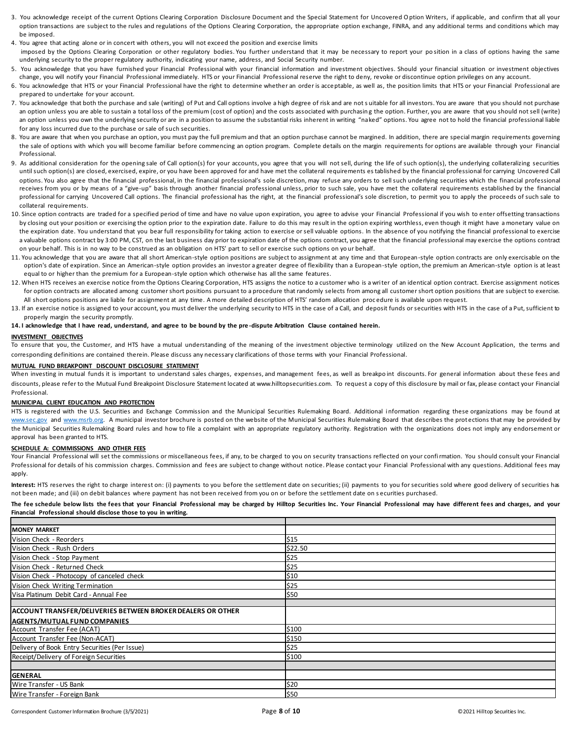3. You acknowledge receipt of the current Options Clearing Corporation Disclosure Document and the Special Statement for Uncovered Option Writers, if applicable, and confirm that all your option transactions are subject to the rules and regulations of the Options Clearing Corporation, the appropriate option exchange, FINRA, and any additional terms and conditions which may be imposed.
4. You agree that acting alone or in concert with others, you will not exceed the position and exercise limits imposed by the Options Clearing Corporation or other regulatory bodies. You further understand that it may be necessary to report your position in a class of options having the same underlying security to the proper regulatory authority, indicating your name, address, and Social Security number.
5. You acknowledge that you have furnished your Financial Professional with your financial information and investment objectives. Should your financial situation or investment objectives change, you will notify your Financial Professional immediately. HTS or your Financial Professional reserve the right to deny, revoke or discontinue option privileges on any account.
6. You acknowledge that HTS or your Financial Professional have the right to determine whether an order is acceptable, as well as, the position limits that HTS or your Financial Professional are prepared to undertake for your account.
7. You acknowledge that both the purchase and sale (writing) of Put and Call options involve a high degree of risk and are not suitable for all investors. You are aware that you should not purchase an option unless you are able to sustain a total loss of the premium (cost of option) and the costs associated with purchasing the option. Further, you are aware that you should not sell (write) an option unless you own the underlying security or are in a position to assume the substantial risks inherent in writing "naked" options. You agree not to hold the financial professional liable for any loss incurred due to the purchase or sale of such securities.
8. You are aware that when you purchase an option, you must pay the full premium and that an option purchase cannot be margined. In addition, there are special margin requirements governing the sale of options with which you will become familiar before commencing an option program. Complete details on the margin requirements for options are available through your Financial Professional.
9. As additional consideration for the opening sale of Call option(s) for your accounts, you agree that you will not sell, during the life of such option(s), the underlying collateralizing securities until such option(s) are closed, exercised, expire, or you have been approved for and have met the collateral requirements established by the financial professional for carrying Uncovered Call options. You also agree that the financial professional, in the financial professional's sole discretion, may refuse any orders to sell such underlying securities which the financial professional receives from you or by means of a "give-up" basis through another financial professional unless, prior to such sale, you have met the collateral requirements established by the financial professional for carrying Uncovered Call options. The financial professional has the right, at the financial professional's sole discretion, to permit you to apply the proceeds of such sale to collateral requirements.
10. Since option contracts are traded for a specified period of time and have no value upon expiration, you agree to advise your Financial Professional if you wish to enter offsetting transactions by closing out your position or exercising the option prior to the expiration date. Failure to do this may result in the option expiring worthless, even though it might have a monetary value on the expiration date. You understand that you bear full responsibility for taking action to exercise or sell valuable options. In the absence of you notifying the financial professional to exercise a valuable options contract by 3:00 PM, CST, on the last business day prior to expiration date of the options contract, you agree that the financial professional may exercise the options contract on your behalf. This is in no way to be construed as an obligation on HTS' part to sell or exercise such options on your behalf.
11. You acknowledge that you are aware that all short American-style option positions are subject to assignment at any time and that European-style option contracts are only exercisable on the option's date of expiration. Since an American-style option provides an investor a greater degree of flexibility than a European-style option, the premium an American-style option is at least equal to or higher than the premium for a European-style option which otherwise has all the same features.
12. When HTS receives an exercise notice from the Options Clearing Corporation, HTS assigns the notice to a customer who is a writer of an identical option contract. Exercise assignment notices for option contracts are allocated among customer short positions pursuant to a procedure that randomly selects from among all customer short option positions that are subject to exercise. All short options positions are liable for assignment at any time. A more detailed description of HTS' random allocation procedure is available upon request.
13. If an exercise notice is assigned to your account, you must deliver the underlying security to HTS in the case of a Call, and deposit funds or securities with HTS in the case of a Put, sufficient to properly margin the security promptly.

**14. I acknowledge that I have read, understand, and agree to be bound by the pre-dispute Arbitration Clause contained herein.**

**INVESTMENT OBJECTIVES**

To ensure that you, the Customer, and HTS have a mutual understanding of the meaning of the investment objective terminology utilized on the New Account Application, the terms and corresponding definitions are contained therein. Please discuss any necessary clarifications of those terms with your Financial Professional.

**MUTUAL FUND BREAKPOINT DISCOUNT DISCLOSURE STATEMENT**

When investing in mutual funds it is important to understand sales charges, expenses, and management fees, as well as breakpoint discounts. For general information about these fees and discounts, please refer to the Mutual Fund Breakpoint Disclosure Statement located at www.hilltopsecurities.com. To request a copy of this disclosure by mail or fax, please contact your Financial Professional.

**MUNICIPAL CLIENT EDUCATION AND PROTECTION**

HTS is registered with the U.S. Securities and Exchange Commission and the Municipal Securities Rulemaking Board. Additional information regarding these organizations may be found at www.sec.gov and www.msrb.org. A municipal investor brochure is posted on the website of the Municipal Securities Rulemaking Board that describes the protections that may be provided by the Municipal Securities Rulemaking Board rules and how to file a complaint with an appropriate regulatory authority. Registration with the organizations does not imply any endorsement or approval has been granted to HTS.

**SCHEDULE A: COMMISSIONS AND OTHER FEES**

Your Financial Professional will set the commissions or miscellaneous fees, if any, to be charged to you on security transactions reflected on your confirmation. You should consult your Financial Professional for details of his commission charges. Commission and fees are subject to change without notice. Please contact your Financial Professional with any questions. Additional fees may apply.

**Interest:** HTS reserves the right to charge interest on: (i) payments to you before the settlement date on securities; (ii) payments to you for securities sold where good delivery of securities has not been made; and (iii) on debit balances where payment has not been received from you on or before the settlement date on securities purchased.

**The fee schedule below lists the fees that your Financial Professional may be charged by Hilltop Securities Inc. Your Financial Professional may have different fees and charges, and your Financial Professional should disclose those to you in writing.**

| | |
|---|---|
| **MONEY MARKET** | |
| Vision Check - Reorders | $15 |
| Vision Check - Rush Orders | $22.50 |
| Vision Check - Stop Payment | $25 |
| Vision Check - Returned Check | $25 |
| Vision Check - Photocopy of canceled check | $10 |
| Vision Check Writing Termination | $25 |
| Visa Platinum Debit Card - Annual Fee | $50 |
| | |
| **ACCOUNT TRANSFER/DELIVERIES BETWEEN BROKER DEALERS OR OTHER AGENTS/MUTUAL FUND COMPANIES** | |
| Account Transfer Fee (ACAT) | $100 |
| Account Transfer Fee (Non-ACAT) | $150 |
| Delivery of Book Entry Securities (Per Issue) | $25 |
| Receipt/Delivery of Foreign Securities | $100 |
| | |
| **GENERAL** | |
| Wire Transfer - US Bank | $20 |
| Wire Transfer - Foreign Bank | $50 |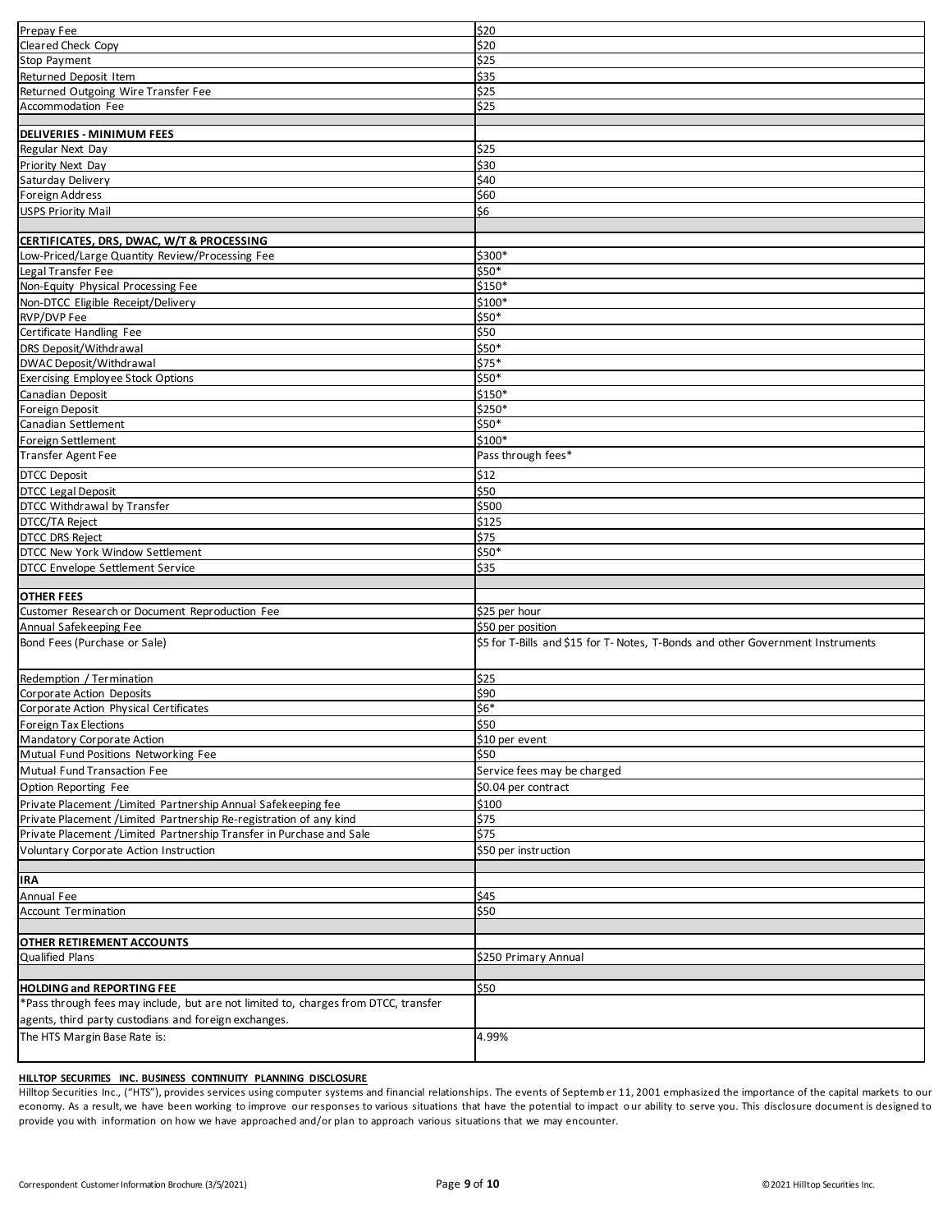| | |
|---|---|
| Prepay Fee | $20 |
| Cleared Check Copy | $20 |
| Stop Payment | $25 |
| Returned Deposit Item | $35 |
| Returned Outgoing Wire Transfer Fee | $25 |
| Accommodation Fee | $25 |
| | |
| **DELIVERIES - MINIMUM FEES** | |
| Regular Next Day | $25 |
| Priority Next Day | $30 |
| Saturday Delivery | $40 |
| Foreign Address | $60 |
| USPS Priority Mail | $6 |
| | |
| **CERTIFICATES, DRS, DWAC, W/T & PROCESSING** | |
| Low-Priced/Large Quantity Review/Processing Fee | $300* |
| Legal Transfer Fee | $50* |
| Non-Equity Physical Processing Fee | $150* |
| Non-DTCC Eligible Receipt/Delivery | $100* |
| RVP/DVP Fee | $50* |
| Certificate Handling Fee | $50 |
| DRS Deposit/Withdrawal | $50* |
| DWAC Deposit/Withdrawal | $75* |
| Exercising Employee Stock Options | $50* |
| Canadian Deposit | $150* |
| Foreign Deposit | $250* |
| Canadian Settlement | $50* |
| Foreign Settlement | $100* |
| Transfer Agent Fee | Pass through fees* |
| DTCC Deposit | $12 |
| DTCC Legal Deposit | $50 |
| DTCC Withdrawal by Transfer | $500 |
| DTCC/TA Reject | $125 |
| DTCC DRS Reject | $75 |
| DTCC New York Window Settlement | $50* |
| DTCC Envelope Settlement Service | $35 |
| | |
| **OTHER FEES** | |
| Customer Research or Document Reproduction Fee | $25 per hour |
| Annual Safekeeping Fee | $50 per position |
| Bond Fees (Purchase or Sale) | $5 for T-Bills and $15 for T- Notes, T-Bonds and other Government Instruments |
| Redemption / Termination | $25 |
| Corporate Action Deposits | $90 |
| Corporate Action Physical Certificates | $6* |
| Foreign Tax Elections | $50 |
| Mandatory Corporate Action | $10 per event |
| Mutual Fund Positions Networking Fee | $50 |
| Mutual Fund Transaction Fee | Service fees may be charged |
| Option Reporting Fee | $0.04 per contract |
| Private Placement /Limited Partnership Annual Safekeeping fee | $100 |
| Private Placement /Limited Partnership Re-registration of any kind | $75 |
| Private Placement /Limited Partnership Transfer in Purchase and Sale | $75 |
| Voluntary Corporate Action Instruction | $50 per instruction |
| | |
| **IRA** | |
| Annual Fee | $45 |
| Account Termination | $50 |
| | |
| **OTHER RETIREMENT ACCOUNTS** | |
| Qualified Plans | $250 Primary Annual |
| | |
| **HOLDING and REPORTING FEE** | $50 |
| *Pass through fees may include, but are not limited to, charges from DTCC, transfer agents, third party custodians and foreign exchanges. | |
| The HTS Margin Base Rate is: | 4.99% |

**HILLTOP SECURITIES INC. BUSINESS CONTINUITY PLANNING DISCLOSURE**

Hilltop Securities Inc., ("HTS"), provides services using computer systems and financial relationships. The events of September 11, 2001 emphasized the importance of the capital markets to our economy. As a result, we have been working to improve our responses to various situations that have the potential to impact our ability to serve you. This disclosure document is designed to provide you with information on how we have approached and/or plan to approach various situations that we may encounter.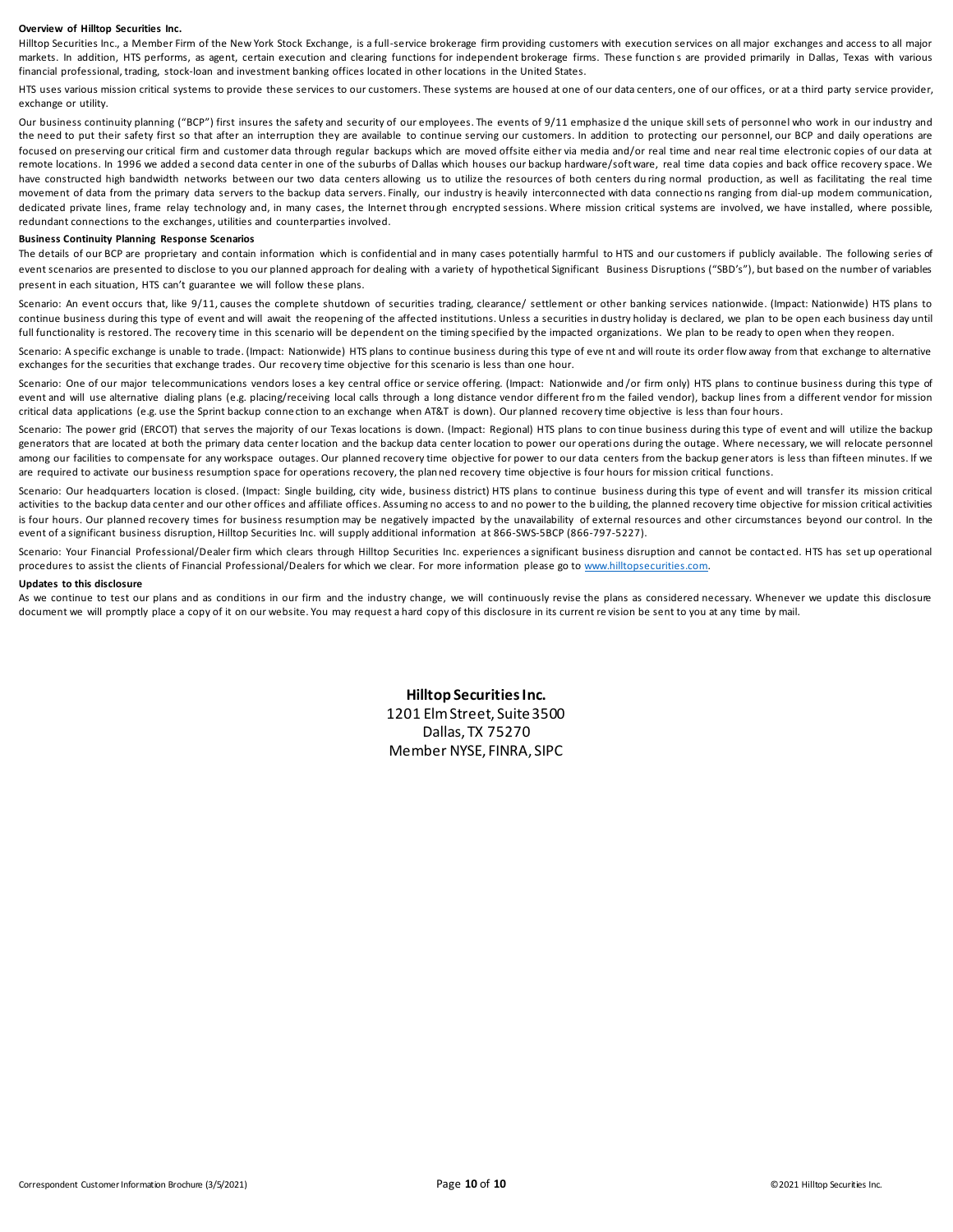**Overview of Hilltop Securities Inc.**

Hilltop Securities Inc., a Member Firm of the New York Stock Exchange, is a full-service brokerage firm providing customers with execution services on all major exchanges and access to all major markets. In addition, HTS performs, as agent, certain execution and clearing functions for independent brokerage firms. These functions are provided primarily in Dallas, Texas with various financial professional, trading, stock-loan and investment banking offices located in other locations in the United States.

HTS uses various mission critical systems to provide these services to our customers. These systems are housed at one of our data centers, one of our offices, or at a third party service provider, exchange or utility.

Our business continuity planning ("BCP") first insures the safety and security of our employees. The events of 9/11 emphasized the unique skill sets of personnel who work in our industry and the need to put their safety first so that after an interruption they are available to continue serving our customers. In addition to protecting our personnel, our BCP and daily operations are focused on preserving our critical firm and customer data through regular backups which are moved offsite either via media and/or real time and near real time electronic copies of our data at remote locations. In 1996 we added a second data center in one of the suburbs of Dallas which houses our backup hardware/software, real time data copies and back office recovery space. We have constructed high bandwidth networks between our two data centers allowing us to utilize the resources of both centers during normal production, as well as facilitating the real time movement of data from the primary data servers to the backup data servers. Finally, our industry is heavily interconnected with data connections ranging from dial-up modem communication, dedicated private lines, frame relay technology and, in many cases, the Internet through encrypted sessions. Where mission critical systems are involved, we have installed, where possible, redundant connections to the exchanges, utilities and counterparties involved.

**Business Continuity Planning Response Scenarios**

The details of our BCP are proprietary and contain information which is confidential and in many cases potentially harmful to HTS and our customers if publicly available. The following series of event scenarios are presented to disclose to you our planned approach for dealing with a variety of hypothetical Significant Business Disruptions ("SBD's"), but based on the number of variables present in each situation, HTS can't guarantee we will follow these plans.

Scenario: An event occurs that, like 9/11, causes the complete shutdown of securities trading, clearance/ settlement or other banking services nationwide. (Impact: Nationwide) HTS plans to continue business during this type of event and will await the reopening of the affected institutions. Unless a securities industry holiday is declared, we plan to be open each business day until full functionality is restored. The recovery time in this scenario will be dependent on the timing specified by the impacted organizations. We plan to be ready to open when they reopen.

Scenario: A specific exchange is unable to trade. (Impact: Nationwide) HTS plans to continue business during this type of event and will route its order flow away from that exchange to alternative exchanges for the securities that exchange trades. Our recovery time objective for this scenario is less than one hour.

Scenario: One of our major telecommunications vendors loses a key central office or service offering. (Impact: Nationwide and/or firm only) HTS plans to continue business during this type of event and will use alternative dialing plans (e.g. placing/receiving local calls through a long distance vendor different from the failed vendor), backup lines from a different vendor for mission critical data applications (e.g. use the Sprint backup connection to an exchange when AT&T is down). Our planned recovery time objective is less than four hours.

Scenario: The power grid (ERCOT) that serves the majority of our Texas locations is down. (Impact: Regional) HTS plans to continue business during this type of event and will utilize the backup generators that are located at both the primary data center location and the backup data center location to power our operations during the outage. Where necessary, we will relocate personnel among our facilities to compensate for any workspace outages. Our planned recovery time objective for power to our data centers from the backup generators is less than fifteen minutes. If we are required to activate our business resumption space for operations recovery, the planned recovery time objective is four hours for mission critical functions.

Scenario: Our headquarters location is closed. (Impact: Single building, city wide, business district) HTS plans to continue business during this type of event and will transfer its mission critical activities to the backup data center and our other offices and affiliate offices. Assuming no access to and no power to the building, the planned recovery time objective for mission critical activities is four hours. Our planned recovery times for business resumption may be negatively impacted by the unavailability of external resources and other circumstances beyond our control. In the event of a significant business disruption, Hilltop Securities Inc. will supply additional information at 866-SWS-5BCP (866-797-5227).

Scenario: Your Financial Professional/Dealer firm which clears through Hilltop Securities Inc. experiences a significant business disruption and cannot be contacted. HTS has set up operational procedures to assist the clients of Financial Professional/Dealers for which we clear. For more information please go to www.hilltopsecurities.com.

**Updates to this disclosure**

As we continue to test our plans and as conditions in our firm and the industry change, we will continuously revise the plans as considered necessary. Whenever we update this disclosure document we will promptly place a copy of it on our website. You may request a hard copy of this disclosure in its current revision be sent to you at any time by mail.

**Hilltop Securities Inc.**
1201 Elm Street, Suite 3500
Dallas, TX 75270
Member NYSE, FINRA, SIPC